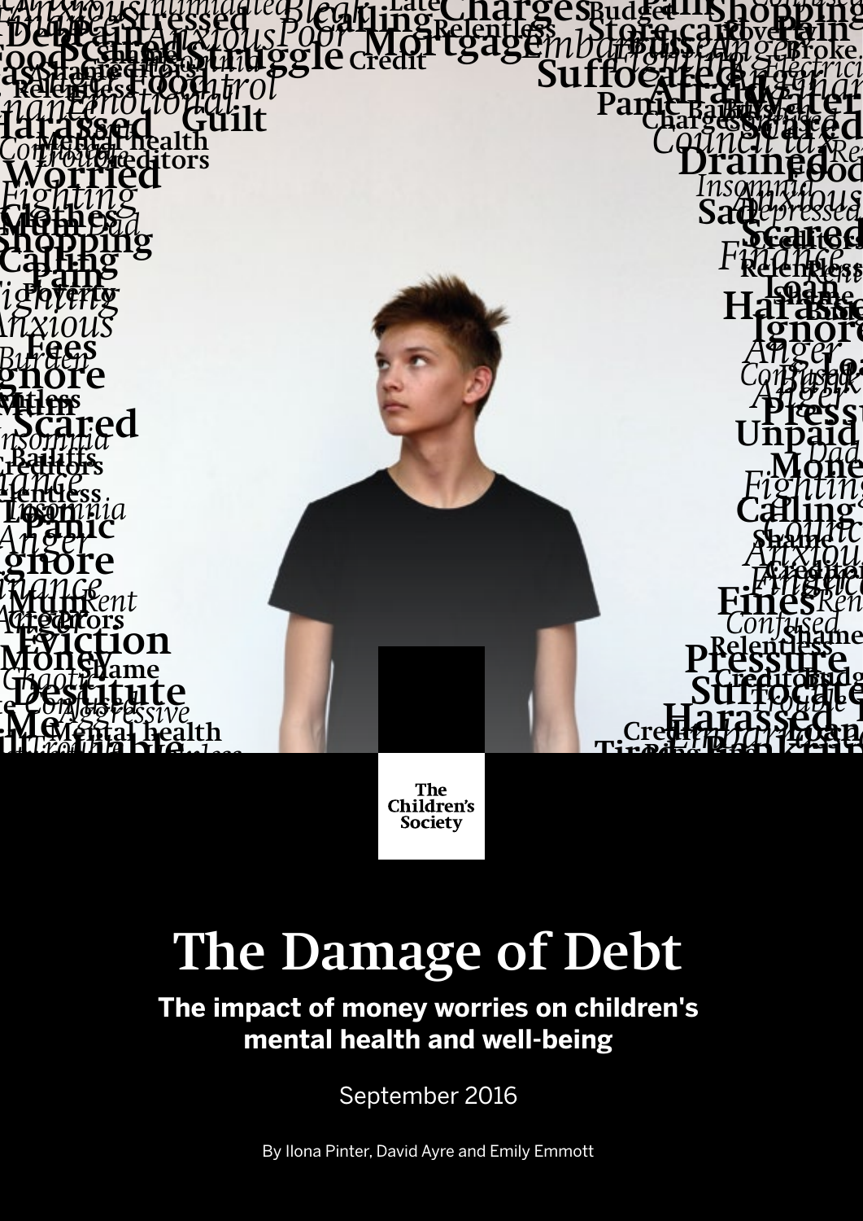The Children's Society

# The Damage of Debt

**The impact of money worries on children's mental health and well-being**

September 2016

By Ilona Pinter, David Ayre and Emily Emmott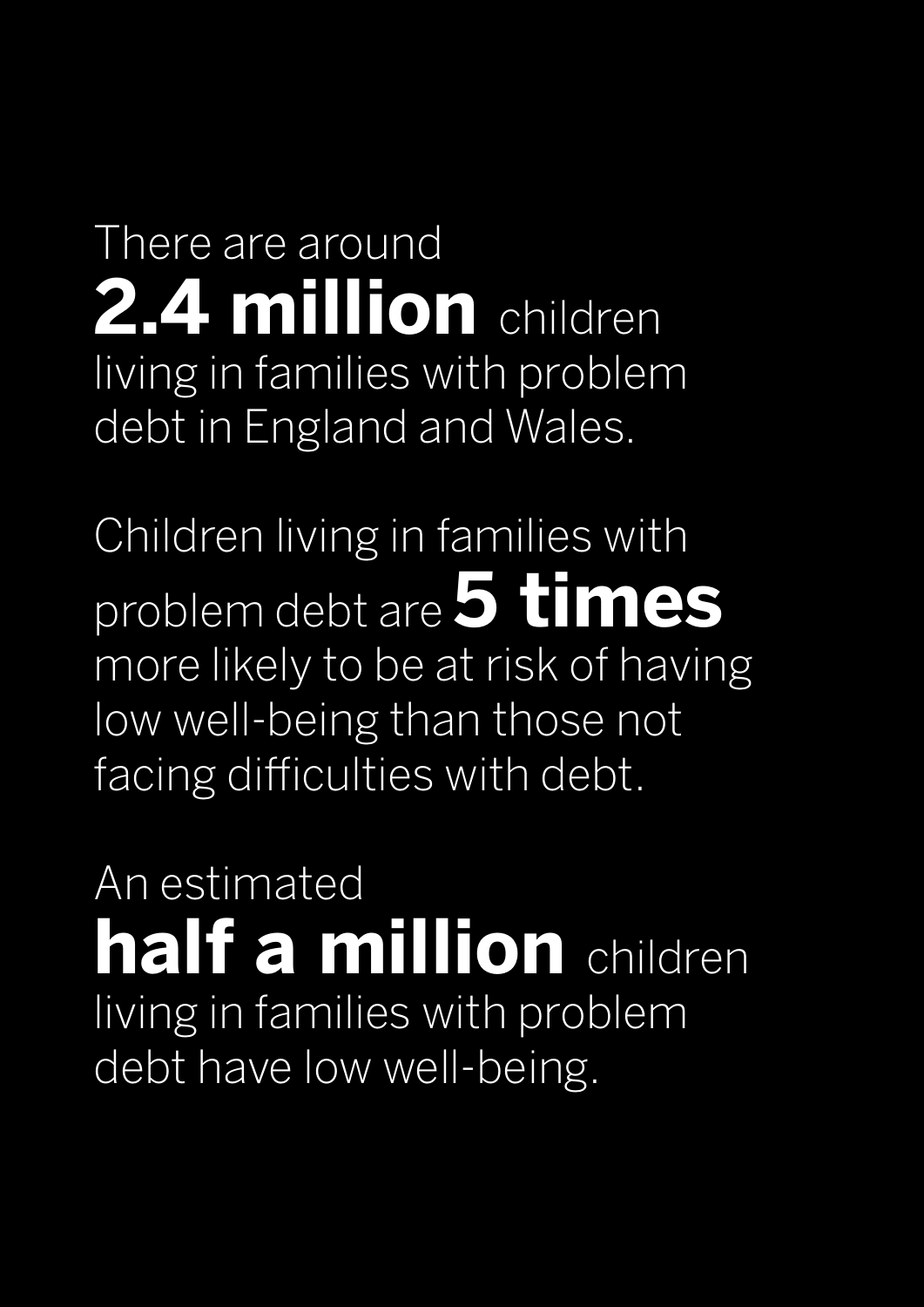There are around **2.4 million** children living in families with problem debt in England and Wales.

Children living in families with problem debt are **5 times** more likely to be at risk of having low well-being than those not facing difficulties with debt.

An estimated **half a million** children living in families with problem debt have low well-being.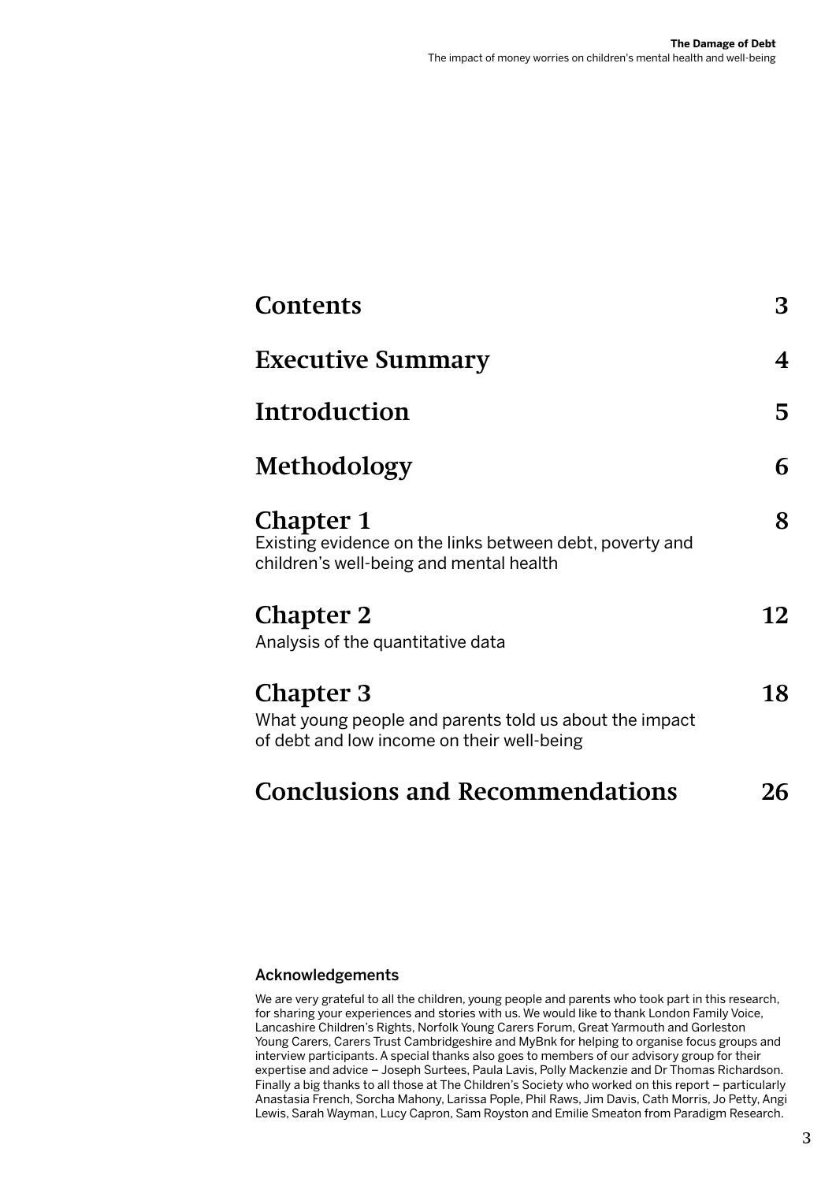# Contents 3

## Executive Summary 4

## Introduction 5

## Methodology 6

## Chapter 1 8

Existing evidence on the links between debt, poverty and children's well-being and mental health

## Chapter 2 12

Analysis of the quantitative data

## Chapter 3 18

What young people and parents told us about the impact of debt and low income on their well-being

## Conclusions and Recommendations 26

### Acknowledgements

We are very grateful to all the children, young people and parents who took part in this research, for sharing your experiences and stories with us. We would like to thank London Family Voice, Lancashire Children's Rights, Norfolk Young Carers Forum, Great Yarmouth and Gorleston Young Carers, Carers Trust Cambridgeshire and MyBnk for helping to organise focus groups and interview participants. A special thanks also goes to members of our advisory group for their expertise and advice – Joseph Surtees, Paula Lavis, Polly Mackenzie and Dr Thomas Richardson. Finally a big thanks to all those at The Children's Society who worked on this report – particularly Anastasia French, Sorcha Mahony, Larissa Pople, Phil Raws, Jim Davis, Cath Morris, Jo Petty, Angi Lewis, Sarah Wayman, Lucy Capron, Sam Royston and Emilie Smeaton from Paradigm Research.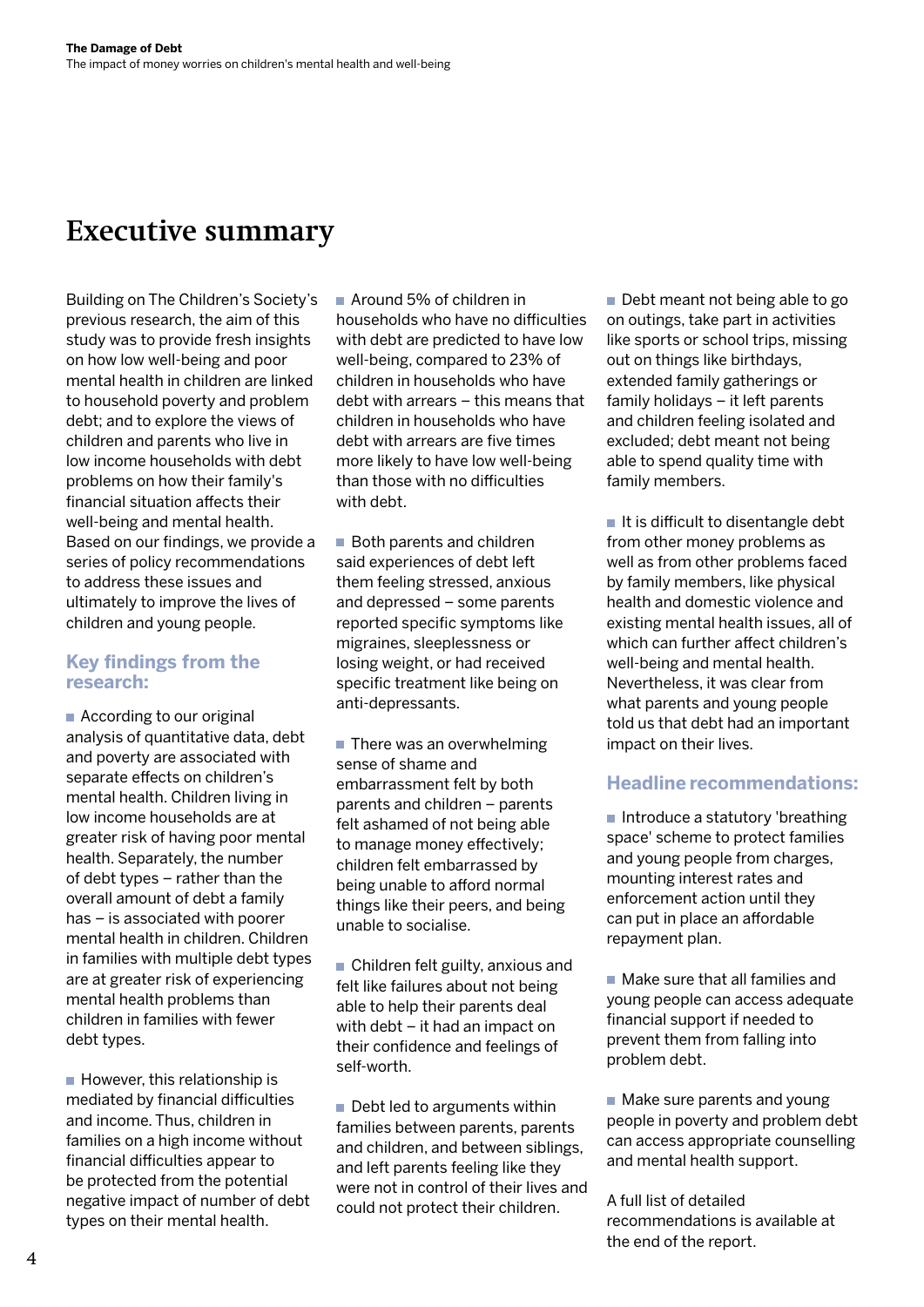# Executive summary

Building on The Children's Society's previous research, the aim of this study was to provide fresh insights on how low well-being and poor mental health in children are linked to household poverty and problem debt; and to explore the views of children and parents who live in low income households with debt problems on how their family's financial situation affects their well-being and mental health. Based on our findings, we provide a series of policy recommendations to address these issues and ultimately to improve the lives of children and young people.

## Key findings from the research:

- According to our original analysis of quantitative data, debt and poverty are associated with separate effects on children's mental health. Children living in low income households are at greater risk of having poor mental health. Separately, the number of debt types – rather than the overall amount of debt a family has – is associated with poorer mental health in children. Children in families with multiple debt types are at greater risk of experiencing mental health problems than children in families with fewer debt types.

- However, this relationship is mediated by financial difficulties and income. Thus, children in families on a high income without financial difficulties appear to be protected from the potential negative impact of number of debt types on their mental health.

- Around 5% of children in households who have no difficulties with debt are predicted to have low well-being, compared to 23% of children in households who have debt with arrears – this means that children in households who have debt with arrears are five times more likely to have low well-being than those with no difficulties with debt.

- Both parents and children said experiences of debt left them feeling stressed, anxious and depressed – some parents reported specific symptoms like migraines, sleeplessness or losing weight, or had received specific treatment like being on anti-depressants.

- There was an overwhelming sense of shame and embarrassment felt by both parents and children – parents felt ashamed of not being able to manage money effectively; children felt embarrassed by being unable to afford normal things like their peers, and being unable to socialise.

- Children felt guilty, anxious and felt like failures about not being able to help their parents deal with debt – it had an impact on their confidence and feelings of self-worth.

- Debt led to arguments within families between parents, parents and children, and between siblings, and left parents feeling like they were not in control of their lives and could not protect their children.

- Debt meant not being able to go on outings, take part in activities like sports or school trips, missing out on things like birthdays, extended family gatherings or family holidays – it left parents and children feeling isolated and excluded; debt meant not being able to spend quality time with family members.

- It is difficult to disentangle debt from other money problems as well as from other problems faced by family members, like physical health and domestic violence and existing mental health issues, all of which can further affect children's well-being and mental health. Nevertheless, it was clear from what parents and young people told us that debt had an important impact on their lives.

## Headline recommendations:

- Introduce a statutory 'breathing space' scheme to protect families and young people from charges, mounting interest rates and enforcement action until they can put in place an affordable repayment plan.

- Make sure that all families and young people can access adequate financial support if needed to prevent them from falling into problem debt.

- Make sure parents and young people in poverty and problem debt can access appropriate counselling and mental health support.

A full list of detailed recommendations is available at the end of the report.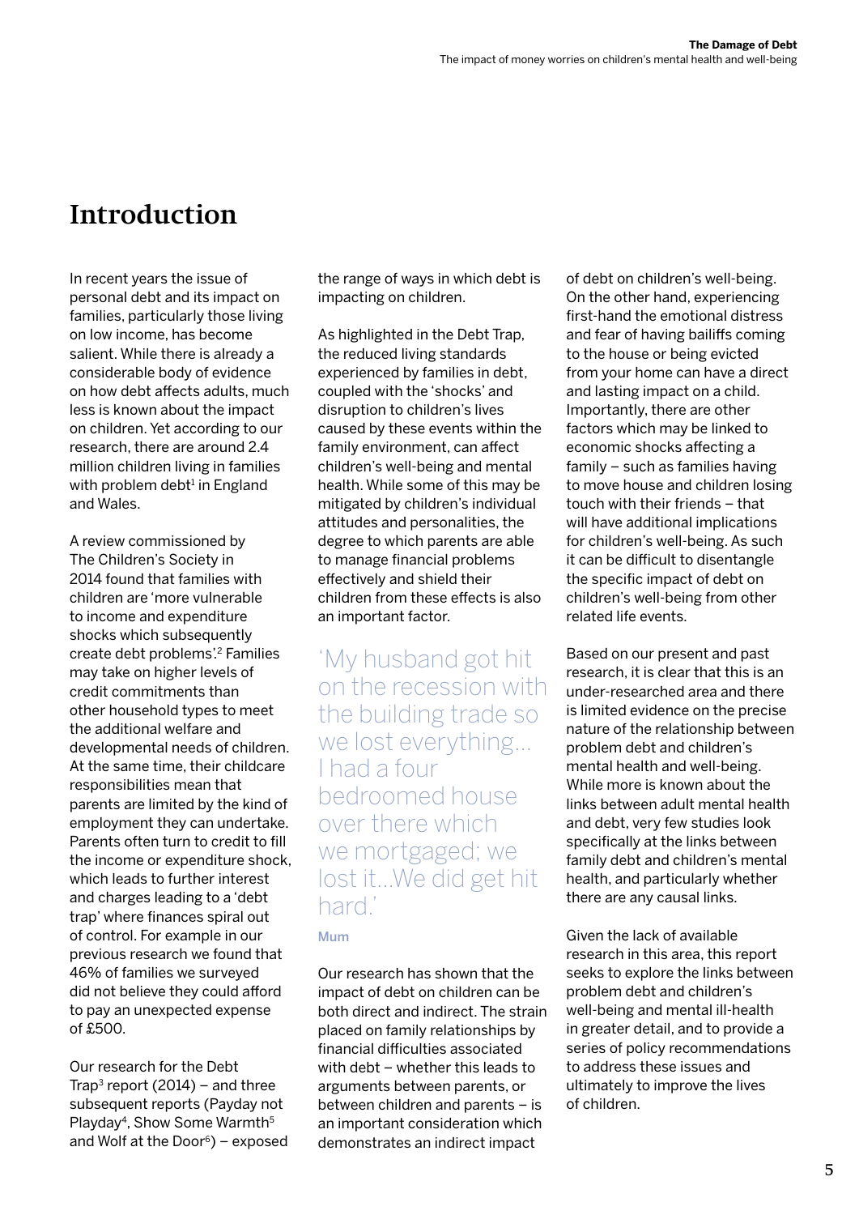# Introduction

In recent years the issue of personal debt and its impact on families, particularly those living on low income, has become salient. While there is already a considerable body of evidence on how debt affects adults, much less is known about the impact on children. Yet according to our research, there are around 2.4 million children living in families with problem debt[1] in England and Wales.

A review commissioned by The Children's Society in 2014 found that families with children are 'more vulnerable to income and expenditure shocks which subsequently create debt problems'.[2] Families may take on higher levels of credit commitments than other household types to meet the additional welfare and developmental needs of children. At the same time, their childcare responsibilities mean that parents are limited by the kind of employment they can undertake. Parents often turn to credit to fill the income or expenditure shock, which leads to further interest and charges leading to a 'debt trap' where finances spiral out of control. For example in our previous research we found that 46% of families we surveyed did not believe they could afford to pay an unexpected expense of £500.

Our research for the Debt Trap[3] report (2014) – and three subsequent reports (Payday not Playday[4], Show Some Warmth[5] and Wolf at the Door[6]) – exposed the range of ways in which debt is impacting on children.

As highlighted in the Debt Trap, the reduced living standards experienced by families in debt, coupled with the 'shocks' and disruption to children's lives caused by these events within the family environment, can affect children's well-being and mental health. While some of this may be mitigated by children's individual attitudes and personalities, the degree to which parents are able to manage financial problems effectively and shield their children from these effects is also an important factor.

> 'My husband got hit on the recession with the building trade so we lost everything… I had a four bedroomed house over there which we mortgaged; we lost it…We did get hit hard.'
>
> **Mum**

Our research has shown that the impact of debt on children can be both direct and indirect. The strain placed on family relationships by financial difficulties associated with debt – whether this leads to arguments between parents, or between children and parents – is an important consideration which demonstrates an indirect impact of debt on children's well-being. On the other hand, experiencing first-hand the emotional distress and fear of having bailiffs coming to the house or being evicted from your home can have a direct and lasting impact on a child. Importantly, there are other factors which may be linked to economic shocks affecting a family – such as families having to move house and children losing touch with their friends – that will have additional implications for children's well-being. As such it can be difficult to disentangle the specific impact of debt on children's well-being from other related life events.

Based on our present and past research, it is clear that this is an under-researched area and there is limited evidence on the precise nature of the relationship between problem debt and children's mental health and well-being. While more is known about the links between adult mental health and debt, very few studies look specifically at the links between family debt and children's mental health, and particularly whether there are any causal links.

Given the lack of available research in this area, this report seeks to explore the links between problem debt and children's well-being and mental ill-health in greater detail, and to provide a series of policy recommendations to address these issues and ultimately to improve the lives of children.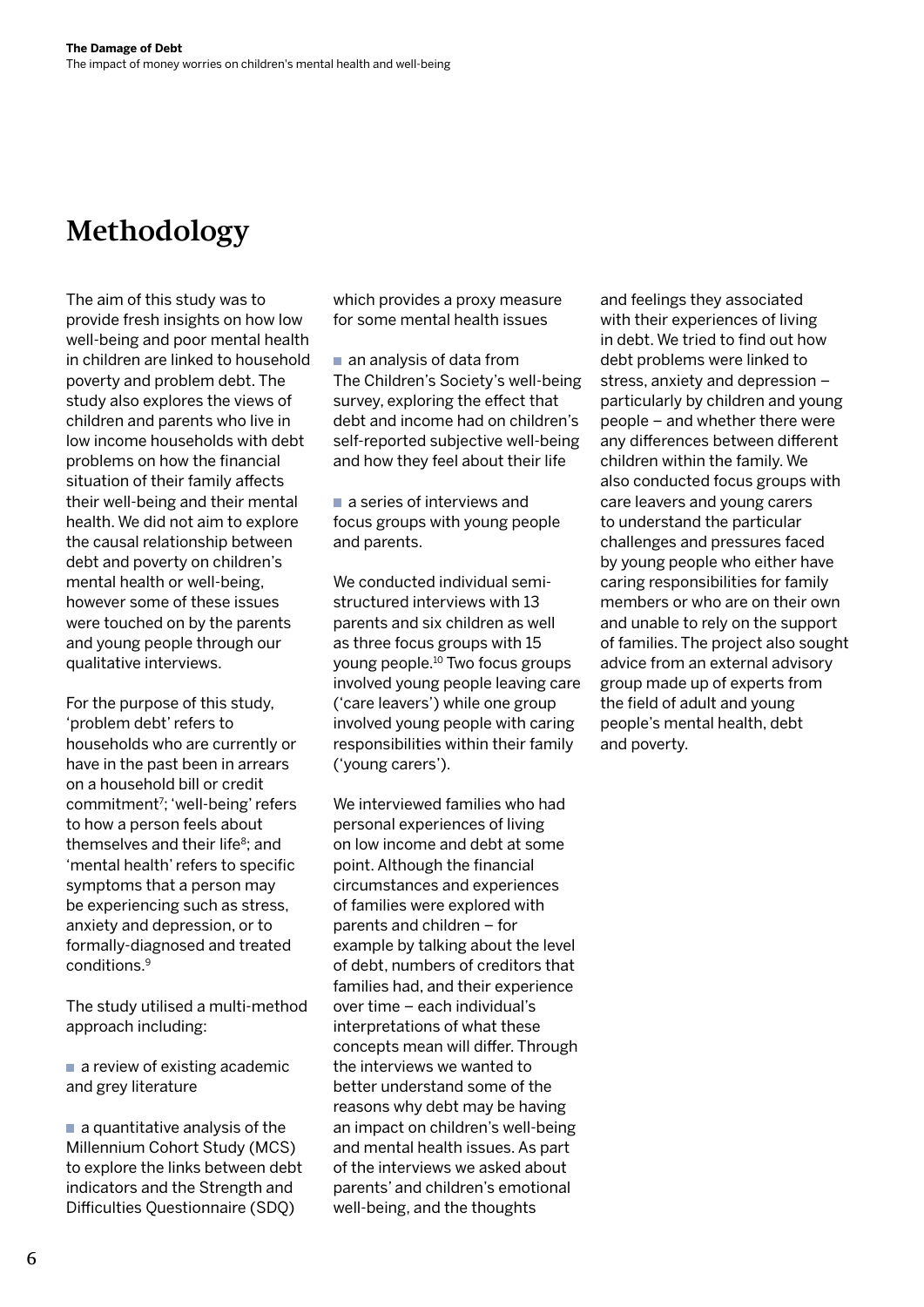# Methodology

The aim of this study was to provide fresh insights on how low well-being and poor mental health in children are linked to household poverty and problem debt. The study also explores the views of children and parents who live in low income households with debt problems on how the financial situation of their family affects their well-being and their mental health. We did not aim to explore the causal relationship between debt and poverty on children's mental health or well-being, however some of these issues were touched on by the parents and young people through our qualitative interviews.

For the purpose of this study, 'problem debt' refers to households who are currently or have in the past been in arrears on a household bill or credit commitment[7]; 'well-being' refers to how a person feels about themselves and their life[8]; and 'mental health' refers to specific symptoms that a person may be experiencing such as stress, anxiety and depression, or to formally-diagnosed and treated conditions.[9]

The study utilised a multi-method approach including:

- a review of existing academic and grey literature
- a quantitative analysis of the Millennium Cohort Study (MCS) to explore the links between debt indicators and the Strength and Difficulties Questionnaire (SDQ) which provides a proxy measure for some mental health issues
- an analysis of data from The Children's Society's well-being survey, exploring the effect that debt and income had on children's self-reported subjective well-being and how they feel about their life
- a series of interviews and focus groups with young people and parents.

We conducted individual semi-structured interviews with 13 parents and six children as well as three focus groups with 15 young people.[10] Two focus groups involved young people leaving care ('care leavers') while one group involved young people with caring responsibilities within their family ('young carers').

We interviewed families who had personal experiences of living on low income and debt at some point. Although the financial circumstances and experiences of families were explored with parents and children – for example by talking about the level of debt, numbers of creditors that families had, and their experience over time – each individual's interpretations of what these concepts mean will differ. Through the interviews we wanted to better understand some of the reasons why debt may be having an impact on children's well-being and mental health issues. As part of the interviews we asked about parents' and children's emotional well-being, and the thoughts and feelings they associated with their experiences of living in debt. We tried to find out how debt problems were linked to stress, anxiety and depression – particularly by children and young people – and whether there were any differences between different children within the family. We also conducted focus groups with care leavers and young carers to understand the particular challenges and pressures faced by young people who either have caring responsibilities for family members or who are on their own and unable to rely on the support of families. The project also sought advice from an external advisory group made up of experts from the field of adult and young people's mental health, debt and poverty.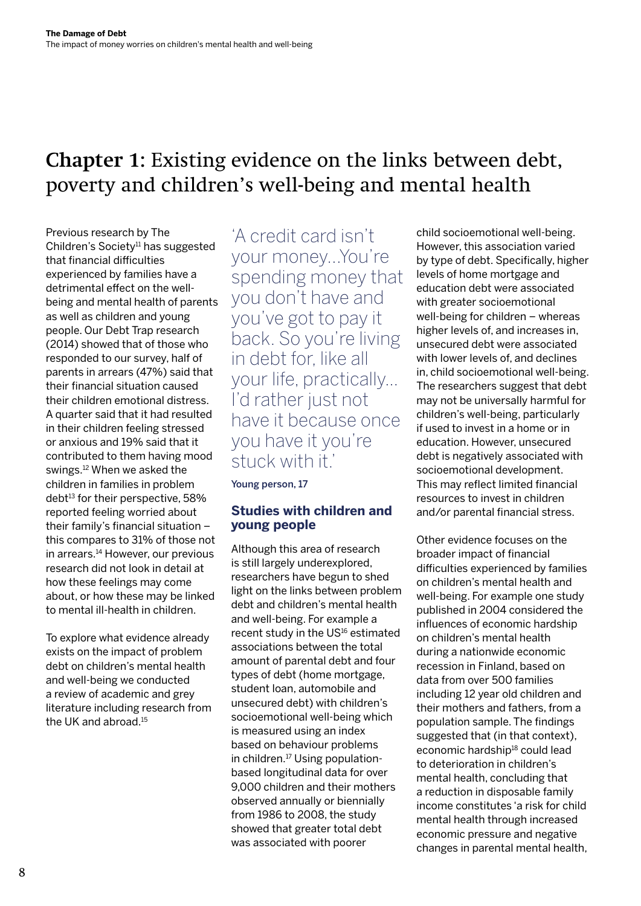# Chapter 1: Existing evidence on the links between debt, poverty and children's well-being and mental health

Previous research by The Children's Society[11] has suggested that financial difficulties experienced by families have a detrimental effect on the well-being and mental health of parents as well as children and young people. Our Debt Trap research (2014) showed that of those who responded to our survey, half of parents in arrears (47%) said that their financial situation caused their children emotional distress. A quarter said that it had resulted in their children feeling stressed or anxious and 19% said that it contributed to them having mood swings.[12] When we asked the children in families in problem debt[13] for their perspective, 58% reported feeling worried about their family's financial situation – this compares to 31% of those not in arrears.[14] However, our previous research did not look in detail at how these feelings may come about, or how these may be linked to mental ill-health in children.

To explore what evidence already exists on the impact of problem debt on children's mental health and well-being we conducted a review of academic and grey literature including research from the UK and abroad.[15]

> 'A credit card isn't your money...You're spending money that you don't have and you've got to pay it back. So you're living in debt for, like all your life, practically... I'd rather just not have it because once you have it you're stuck with it.'
>
> Young person, 17

## Studies with children and young people

Although this area of research is still largely underexplored, researchers have begun to shed light on the links between problem debt and children's mental health and well-being. For example a recent study in the US[16] estimated associations between the total amount of parental debt and four types of debt (home mortgage, student loan, automobile and unsecured debt) with children's socioemotional well-being which is measured using an index based on behaviour problems in children.[17] Using population-based longitudinal data for over 9,000 children and their mothers observed annually or biennially from 1986 to 2008, the study showed that greater total debt was associated with poorer child socioemotional well-being. However, this association varied by type of debt. Specifically, higher levels of home mortgage and education debt were associated with greater socioemotional well-being for children – whereas higher levels of, and increases in, unsecured debt were associated with lower levels of, and declines in, child socioemotional well-being. The researchers suggest that debt may not be universally harmful for children's well-being, particularly if used to invest in a home or in education. However, unsecured debt is negatively associated with socioemotional development. This may reflect limited financial resources to invest in children and/or parental financial stress.

Other evidence focuses on the broader impact of financial difficulties experienced by families on children's mental health and well-being. For example one study published in 2004 considered the influences of economic hardship on children's mental health during a nationwide economic recession in Finland, based on data from over 500 families including 12 year old children and their mothers and fathers, from a population sample. The findings suggested that (in that context), economic hardship[18] could lead to deterioration in children's mental health, concluding that a reduction in disposable family income constitutes 'a risk for child mental health through increased economic pressure and negative changes in parental mental health,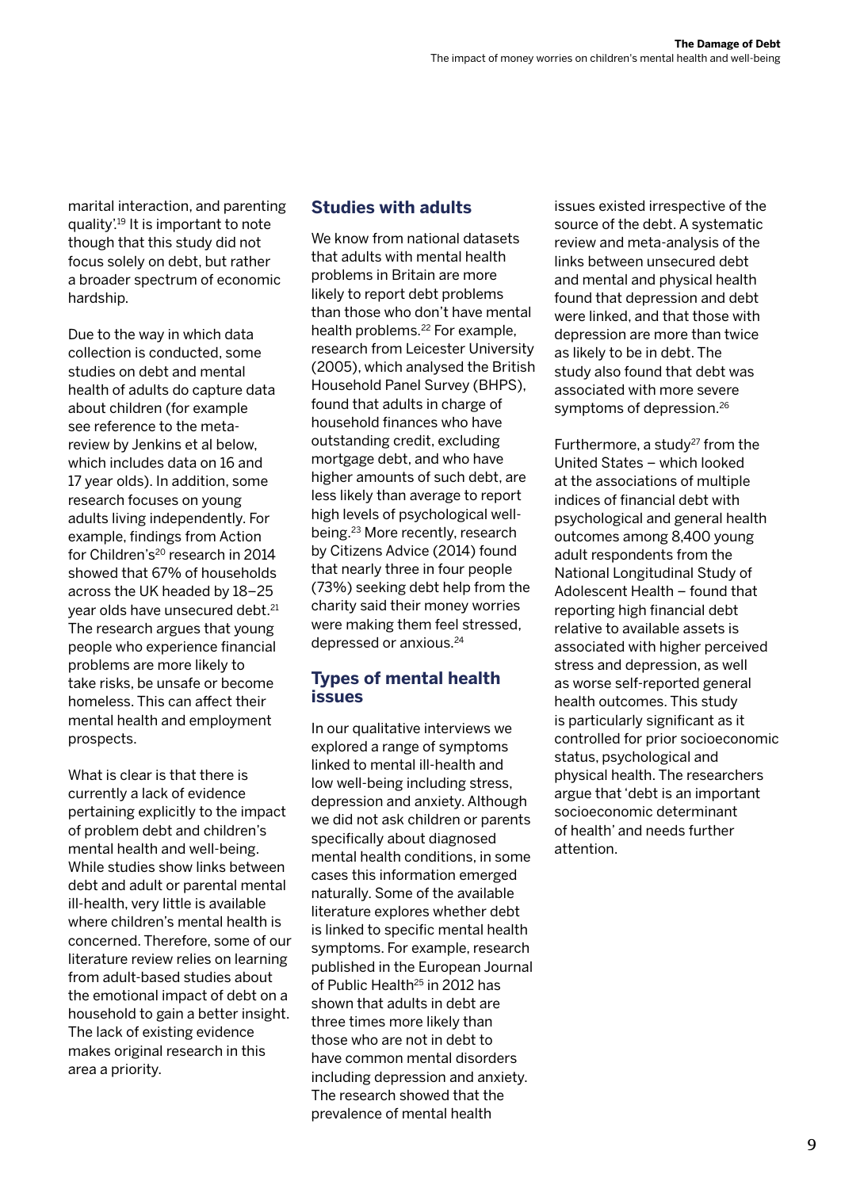marital interaction, and parenting quality'.[19] It is important to note though that this study did not focus solely on debt, but rather a broader spectrum of economic hardship.

Due to the way in which data collection is conducted, some studies on debt and mental health of adults do capture data about children (for example see reference to the meta-review by Jenkins et al below, which includes data on 16 and 17 year olds). In addition, some research focuses on young adults living independently. For example, findings from Action for Children's[20] research in 2014 showed that 67% of households across the UK headed by 18–25 year olds have unsecured debt.[21] The research argues that young people who experience financial problems are more likely to take risks, be unsafe or become homeless. This can affect their mental health and employment prospects.

What is clear is that there is currently a lack of evidence pertaining explicitly to the impact of problem debt and children's mental health and well-being. While studies show links between debt and adult or parental mental ill-health, very little is available where children's mental health is concerned. Therefore, some of our literature review relies on learning from adult-based studies about the emotional impact of debt on a household to gain a better insight. The lack of existing evidence makes original research in this area a priority.

## Studies with adults

We know from national datasets that adults with mental health problems in Britain are more likely to report debt problems than those who don't have mental health problems.[22] For example, research from Leicester University (2005), which analysed the British Household Panel Survey (BHPS), found that adults in charge of household finances who have outstanding credit, excluding mortgage debt, and who have higher amounts of such debt, are less likely than average to report high levels of psychological well-being.[23] More recently, research by Citizens Advice (2014) found that nearly three in four people (73%) seeking debt help from the charity said their money worries were making them feel stressed, depressed or anxious.[24]

## Types of mental health issues

In our qualitative interviews we explored a range of symptoms linked to mental ill-health and low well-being including stress, depression and anxiety. Although we did not ask children or parents specifically about diagnosed mental health conditions, in some cases this information emerged naturally. Some of the available literature explores whether debt is linked to specific mental health symptoms. For example, research published in the European Journal of Public Health[25] in 2012 has shown that adults in debt are three times more likely than those who are not in debt to have common mental disorders including depression and anxiety. The research showed that the prevalence of mental health issues existed irrespective of the source of the debt. A systematic review and meta-analysis of the links between unsecured debt and mental and physical health found that depression and debt were linked, and that those with depression are more than twice as likely to be in debt. The study also found that debt was associated with more severe symptoms of depression.[26]

Furthermore, a study[27] from the United States – which looked at the associations of multiple indices of financial debt with psychological and general health outcomes among 8,400 young adult respondents from the National Longitudinal Study of Adolescent Health – found that reporting high financial debt relative to available assets is associated with higher perceived stress and depression, as well as worse self-reported general health outcomes. This study is particularly significant as it controlled for prior socioeconomic status, psychological and physical health. The researchers argue that 'debt is an important socioeconomic determinant of health' and needs further attention.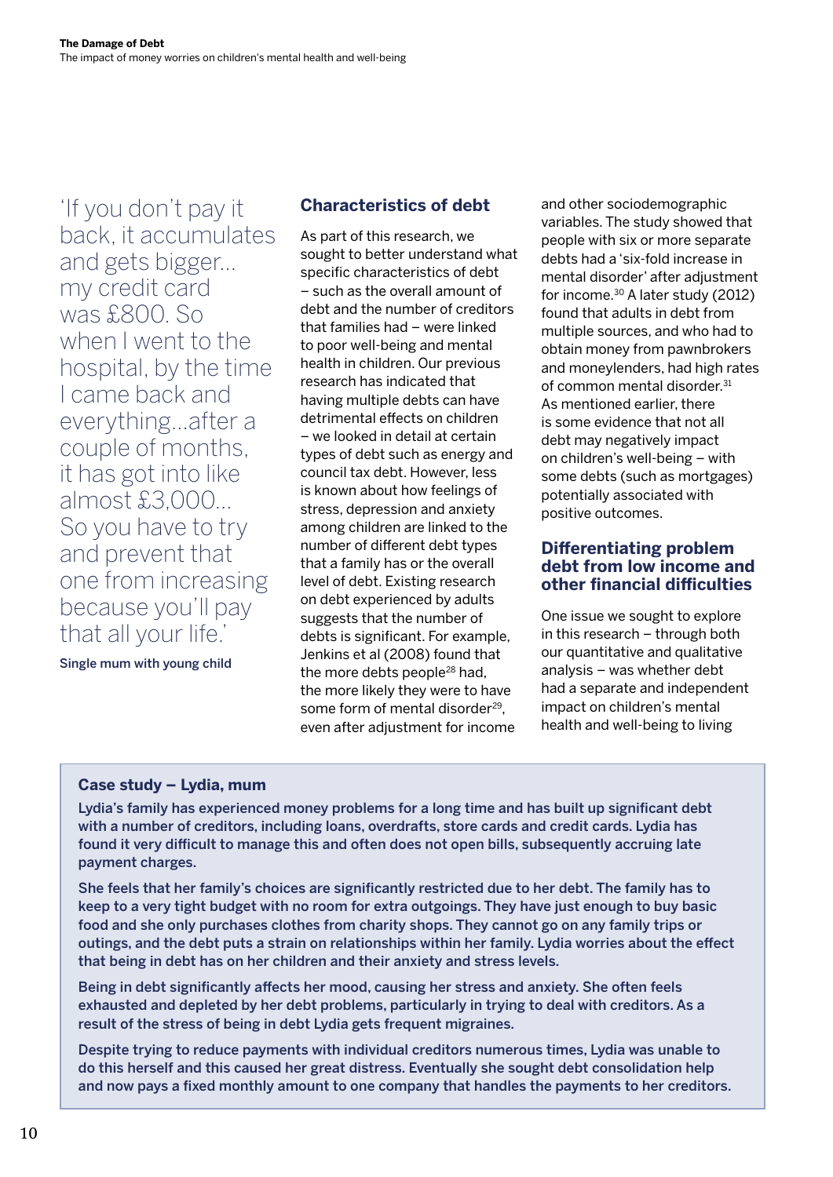> 'If you don't pay it back, it accumulates and gets bigger... my credit card was £800. So when I went to the hospital, by the time I came back and everything...after a couple of months, it has got into like almost £3,000... So you have to try and prevent that one from increasing because you'll pay that all your life.'

Single mum with young child

## Characteristics of debt

As part of this research, we sought to better understand what specific characteristics of debt – such as the overall amount of debt and the number of creditors that families had – were linked to poor well-being and mental health in children. Our previous research has indicated that having multiple debts can have detrimental effects on children – we looked in detail at certain types of debt such as energy and council tax debt. However, less is known about how feelings of stress, depression and anxiety among children are linked to the number of different debt types that a family has or the overall level of debt. Existing research on debt experienced by adults suggests that the number of debts is significant. For example, Jenkins et al (2008) found that the more debts people[28] had, the more likely they were to have some form of mental disorder[29], even after adjustment for income and other sociodemographic variables. The study showed that people with six or more separate debts had a 'six-fold increase in mental disorder' after adjustment for income.[30] A later study (2012) found that adults in debt from multiple sources, and who had to obtain money from pawnbrokers and moneylenders, had high rates of common mental disorder.[31] As mentioned earlier, there is some evidence that not all debt may negatively impact on children's well-being – with some debts (such as mortgages) potentially associated with positive outcomes.

## Differentiating problem debt from low income and other financial difficulties

One issue we sought to explore in this research – through both our quantitative and qualitative analysis – was whether debt had a separate and independent impact on children's mental health and well-being to living

### Case study – Lydia, mum

Lydia's family has experienced money problems for a long time and has built up significant debt with a number of creditors, including loans, overdrafts, store cards and credit cards. Lydia has found it very difficult to manage this and often does not open bills, subsequently accruing late payment charges.

She feels that her family's choices are significantly restricted due to her debt. The family has to keep to a very tight budget with no room for extra outgoings. They have just enough to buy basic food and she only purchases clothes from charity shops. They cannot go on any family trips or outings, and the debt puts a strain on relationships within her family. Lydia worries about the effect that being in debt has on her children and their anxiety and stress levels.

Being in debt significantly affects her mood, causing her stress and anxiety. She often feels exhausted and depleted by her debt problems, particularly in trying to deal with creditors. As a result of the stress of being in debt Lydia gets frequent migraines.

Despite trying to reduce payments with individual creditors numerous times, Lydia was unable to do this herself and this caused her great distress. Eventually she sought debt consolidation help and now pays a fixed monthly amount to one company that handles the payments to her creditors.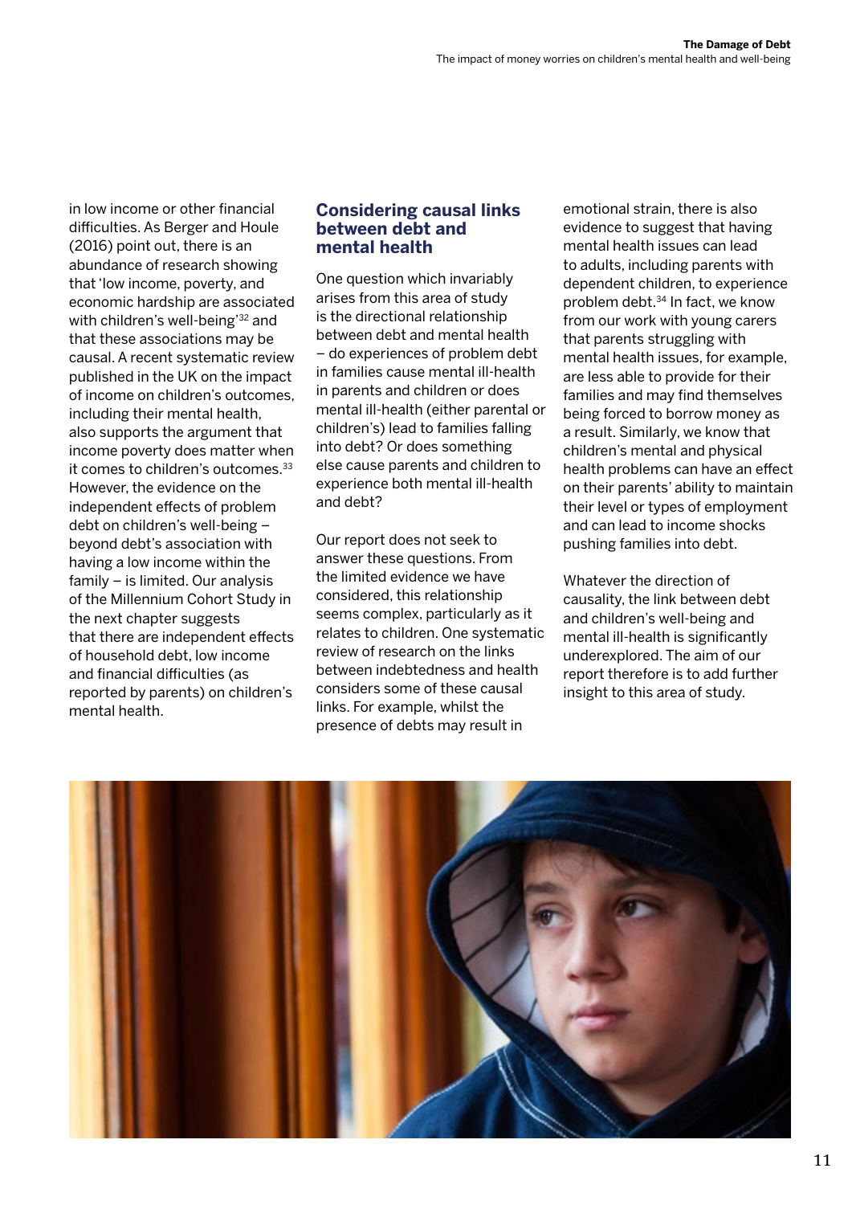in low income or other financial difficulties. As Berger and Houle (2016) point out, there is an abundance of research showing that 'low income, poverty, and economic hardship are associated with children's well-being'[32] and that these associations may be causal. A recent systematic review published in the UK on the impact of income on children's outcomes, including their mental health, also supports the argument that income poverty does matter when it comes to children's outcomes.[33] However, the evidence on the independent effects of problem debt on children's well-being – beyond debt's association with having a low income within the family – is limited. Our analysis of the Millennium Cohort Study in the next chapter suggests that there are independent effects of household debt, low income and financial difficulties (as reported by parents) on children's mental health.

## Considering causal links between debt and mental health

One question which invariably arises from this area of study is the directional relationship between debt and mental health – do experiences of problem debt in families cause mental ill-health in parents and children or does mental ill-health (either parental or children's) lead to families falling into debt? Or does something else cause parents and children to experience both mental ill-health and debt?

Our report does not seek to answer these questions. From the limited evidence we have considered, this relationship seems complex, particularly as it relates to children. One systematic review of research on the links between indebtedness and health considers some of these causal links. For example, whilst the presence of debts may result in emotional strain, there is also evidence to suggest that having mental health issues can lead to adults, including parents with dependent children, to experience problem debt.[34] In fact, we know from our work with young carers that parents struggling with mental health issues, for example, are less able to provide for their families and may find themselves being forced to borrow money as a result. Similarly, we know that children's mental and physical health problems can have an effect on their parents' ability to maintain their level or types of employment and can lead to income shocks pushing families into debt.

Whatever the direction of causality, the link between debt and children's well-being and mental ill-health is significantly underexplored. The aim of our report therefore is to add further insight to this area of study.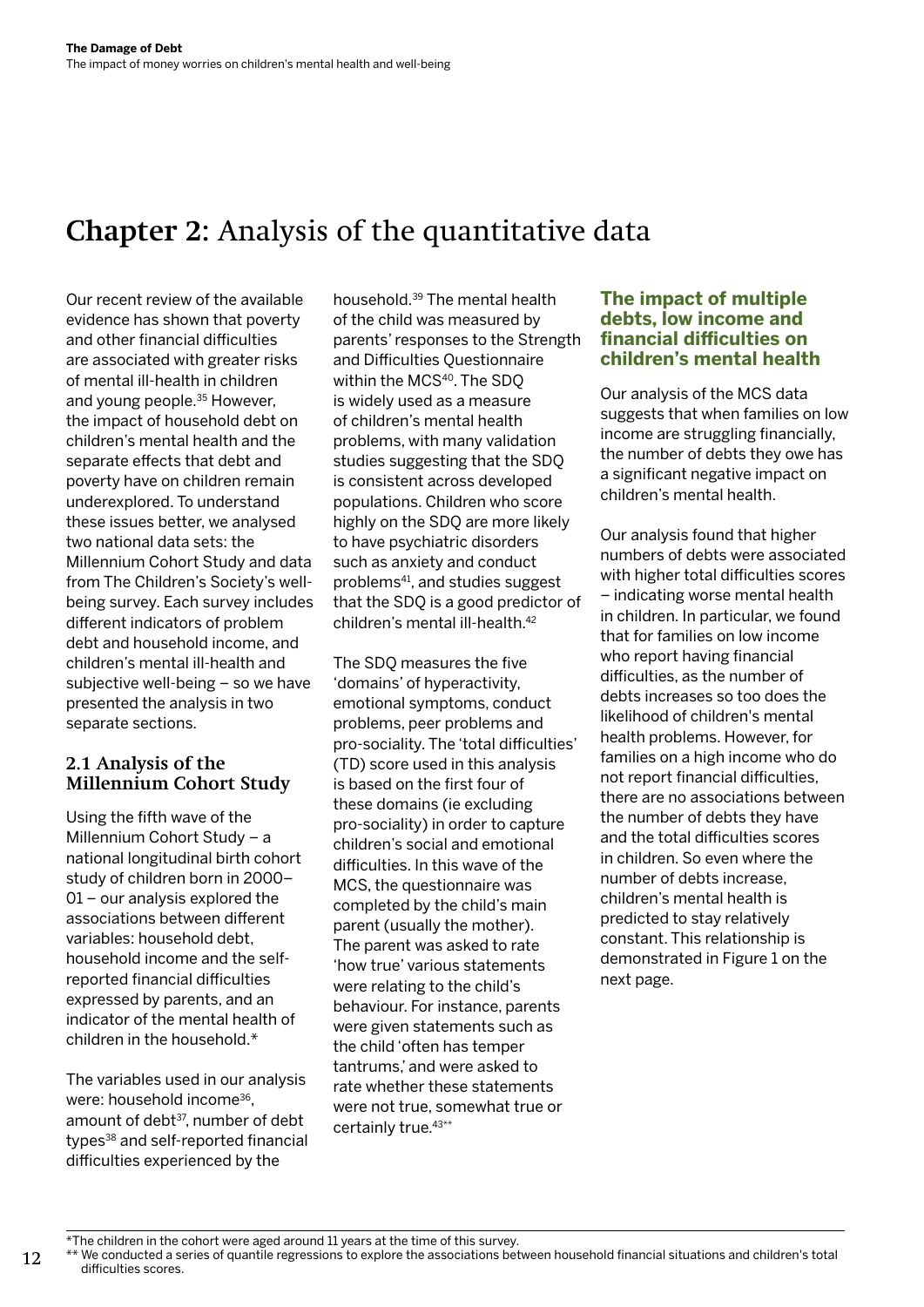# Chapter 2: Analysis of the quantitative data

Our recent review of the available evidence has shown that poverty and other financial difficulties are associated with greater risks of mental ill-health in children and young people.[35] However, the impact of household debt on children's mental health and the separate effects that debt and poverty have on children remain underexplored. To understand these issues better, we analysed two national data sets: the Millennium Cohort Study and data from The Children's Society's well-being survey. Each survey includes different indicators of problem debt and household income, and children's mental ill-health and subjective well-being – so we have presented the analysis in two separate sections.

## 2.1 Analysis of the Millennium Cohort Study

Using the fifth wave of the Millennium Cohort Study – a national longitudinal birth cohort study of children born in 2000–01 – our analysis explored the associations between different variables: household debt, household income and the self-reported financial difficulties expressed by parents, and an indicator of the mental health of children in the household.*

The variables used in our analysis were: household income[36], amount of debt[37], number of debt types[38] and self-reported financial difficulties experienced by the household.[39] The mental health of the child was measured by parents' responses to the Strength and Difficulties Questionnaire within the MCS[40]. The SDQ is widely used as a measure of children's mental health problems, with many validation studies suggesting that the SDQ is consistent across developed populations. Children who score highly on the SDQ are more likely to have psychiatric disorders such as anxiety and conduct problems[41], and studies suggest that the SDQ is a good predictor of children's mental ill-health.[42]

The SDQ measures the five 'domains' of hyperactivity, emotional symptoms, conduct problems, peer problems and pro-sociality. The 'total difficulties' (TD) score used in this analysis is based on the first four of these domains (ie excluding pro-sociality) in order to capture children's social and emotional difficulties. In this wave of the MCS, the questionnaire was completed by the child's main parent (usually the mother). The parent was asked to rate 'how true' various statements were relating to the child's behaviour. For instance, parents were given statements such as the child 'often has temper tantrums,' and were asked to rate whether these statements were not true, somewhat true or certainly true.[43]**

### The impact of multiple debts, low income and financial difficulties on children's mental health

Our analysis of the MCS data suggests that when families on low income are struggling financially, the number of debts they owe has a significant negative impact on children's mental health.

Our analysis found that higher numbers of debts were associated with higher total difficulties scores – indicating worse mental health in children. In particular, we found that for families on low income who report having financial difficulties, as the number of debts increases so too does the likelihood of children's mental health problems. However, for families on a high income who do not report financial difficulties, there are no associations between the number of debts they have and the total difficulties scores in children. So even where the number of debts increase, children's mental health is predicted to stay relatively constant. This relationship is demonstrated in Figure 1 on the next page.

*The children in the cohort were aged around 11 years at the time of this survey.

** We conducted a series of quantile regressions to explore the associations between household financial situations and children's total difficulties scores.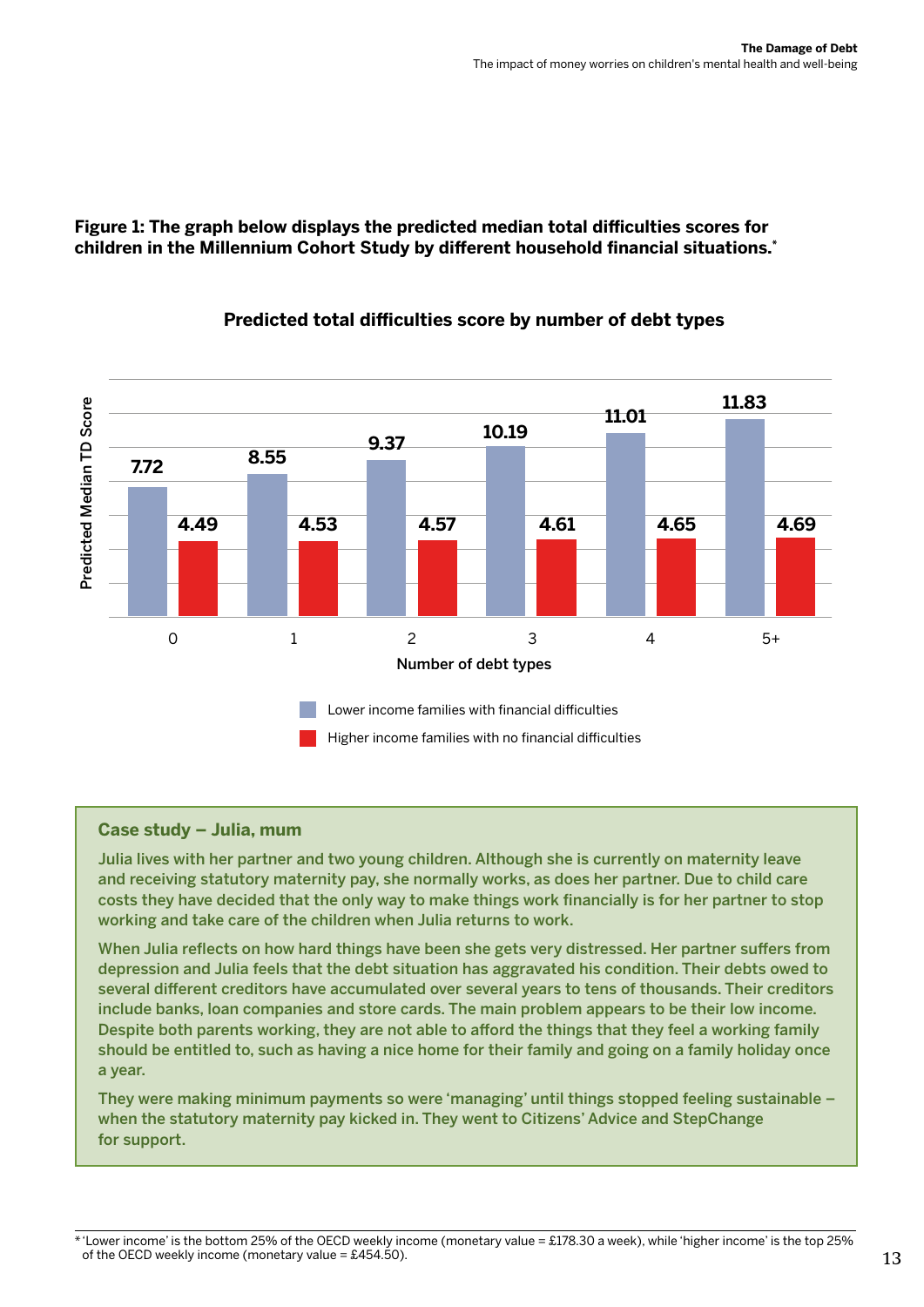**Figure 1: The graph below displays the predicted median total difficulties scores for children in the Millennium Cohort Study by different household financial situations.***

**Predicted total difficulties score by number of debt types**

| Number of debt types | Lower income families with financial difficulties | Higher income families with no financial difficulties |
|---|---|---|
| 0 | 7.72 | 4.49 |
| 1 | 8.55 | 4.53 |
| 2 | 9.37 | 4.57 |
| 3 | 10.19 | 4.61 |
| 4 | 11.01 | 4.65 |
| 5+ | 11.83 | 4.69 |

### Case study – Julia, mum

Julia lives with her partner and two young children. Although she is currently on maternity leave and receiving statutory maternity pay, she normally works, as does her partner. Due to child care costs they have decided that the only way to make things work financially is for her partner to stop working and take care of the children when Julia returns to work.

When Julia reflects on how hard things have been she gets very distressed. Her partner suffers from depression and Julia feels that the debt situation has aggravated his condition. Their debts owed to several different creditors have accumulated over several years to tens of thousands. Their creditors include banks, loan companies and store cards. The main problem appears to be their low income. Despite both parents working, they are not able to afford the things that they feel a working family should be entitled to, such as having a nice home for their family and going on a family holiday once a year.

They were making minimum payments so were 'managing' until things stopped feeling sustainable – when the statutory maternity pay kicked in. They went to Citizens' Advice and StepChange for support.

* 'Lower income' is the bottom 25% of the OECD weekly income (monetary value = £178.30 a week), while 'higher income' is the top 25% of the OECD weekly income (monetary value = £454.50).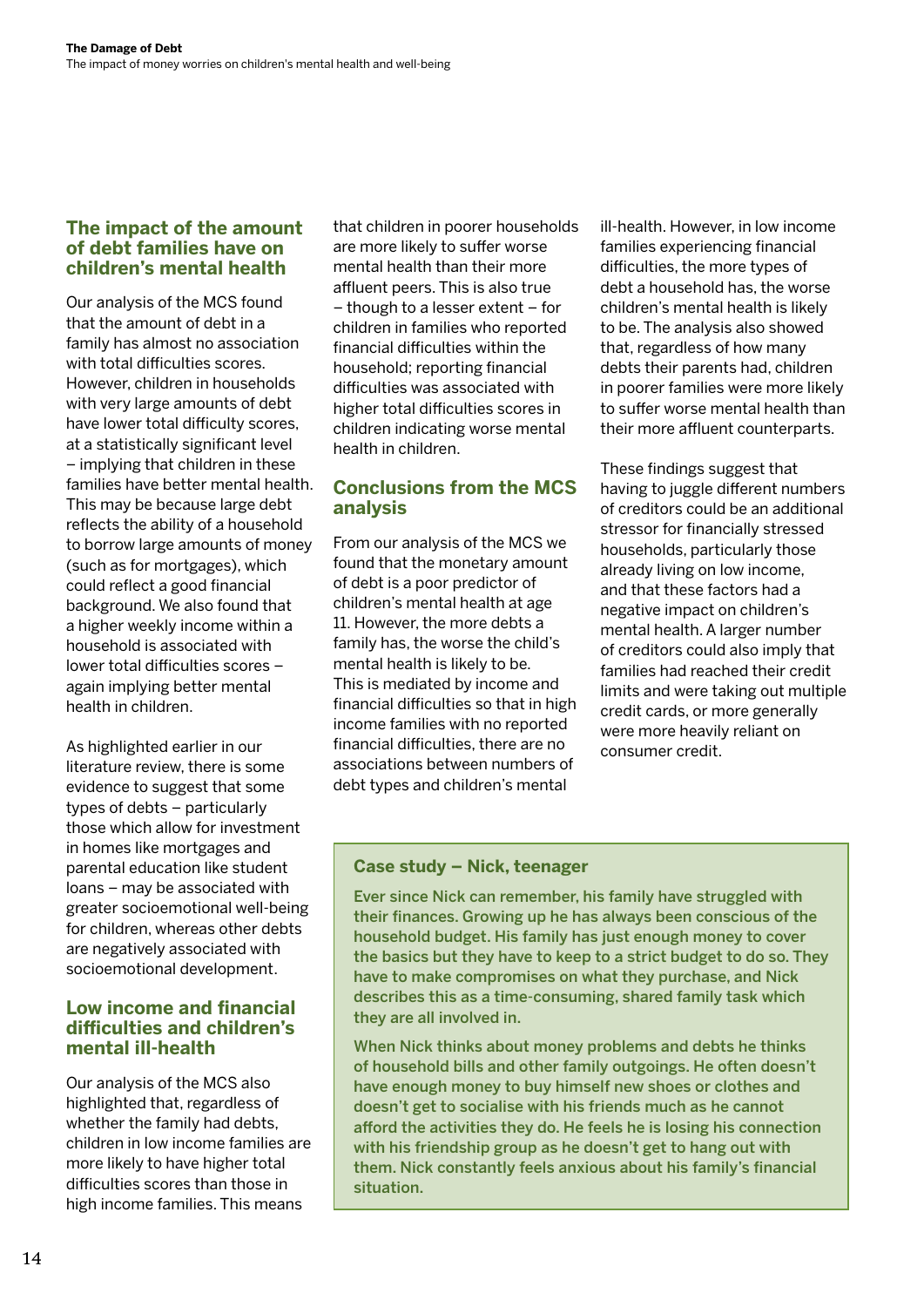## The impact of the amount of debt families have on children's mental health

Our analysis of the MCS found that the amount of debt in a family has almost no association with total difficulties scores. However, children in households with very large amounts of debt have lower total difficulty scores, at a statistically significant level – implying that children in these families have better mental health. This may be because large debt reflects the ability of a household to borrow large amounts of money (such as for mortgages), which could reflect a good financial background. We also found that a higher weekly income within a household is associated with lower total difficulties scores – again implying better mental health in children.

As highlighted earlier in our literature review, there is some evidence to suggest that some types of debts – particularly those which allow for investment in homes like mortgages and parental education like student loans – may be associated with greater socioemotional well-being for children, whereas other debts are negatively associated with socioemotional development.

## Low income and financial difficulties and children's mental ill-health

Our analysis of the MCS also highlighted that, regardless of whether the family had debts, children in low income families are more likely to have higher total difficulties scores than those in high income families. This means that children in poorer households are more likely to suffer worse mental health than their more affluent peers. This is also true – though to a lesser extent – for children in families who reported financial difficulties within the household; reporting financial difficulties was associated with higher total difficulties scores in children indicating worse mental health in children.

## Conclusions from the MCS analysis

From our analysis of the MCS we found that the monetary amount of debt is a poor predictor of children's mental health at age 11. However, the more debts a family has, the worse the child's mental health is likely to be. This is mediated by income and financial difficulties so that in high income families with no reported financial difficulties, there are no associations between numbers of debt types and children's mental ill-health. However, in low income families experiencing financial difficulties, the more types of debt a household has, the worse children's mental health is likely to be. The analysis also showed that, regardless of how many debts their parents had, children in poorer families were more likely to suffer worse mental health than their more affluent counterparts.

These findings suggest that having to juggle different numbers of creditors could be an additional stressor for financially stressed households, particularly those already living on low income, and that these factors had a negative impact on children's mental health. A larger number of creditors could also imply that families had reached their credit limits and were taking out multiple credit cards, or more generally were more heavily reliant on consumer credit.

> **Case study – Nick, teenager**
>
> Ever since Nick can remember, his family have struggled with their finances. Growing up he has always been conscious of the household budget. His family has just enough money to cover the basics but they have to keep to a strict budget to do so. They have to make compromises on what they purchase, and Nick describes this as a time-consuming, shared family task which they are all involved in.
>
> When Nick thinks about money problems and debts he thinks of household bills and other family outgoings. He often doesn't have enough money to buy himself new shoes or clothes and doesn't get to socialise with his friends much as he cannot afford the activities they do. He feels he is losing his connection with his friendship group as he doesn't get to hang out with them. Nick constantly feels anxious about his family's financial situation.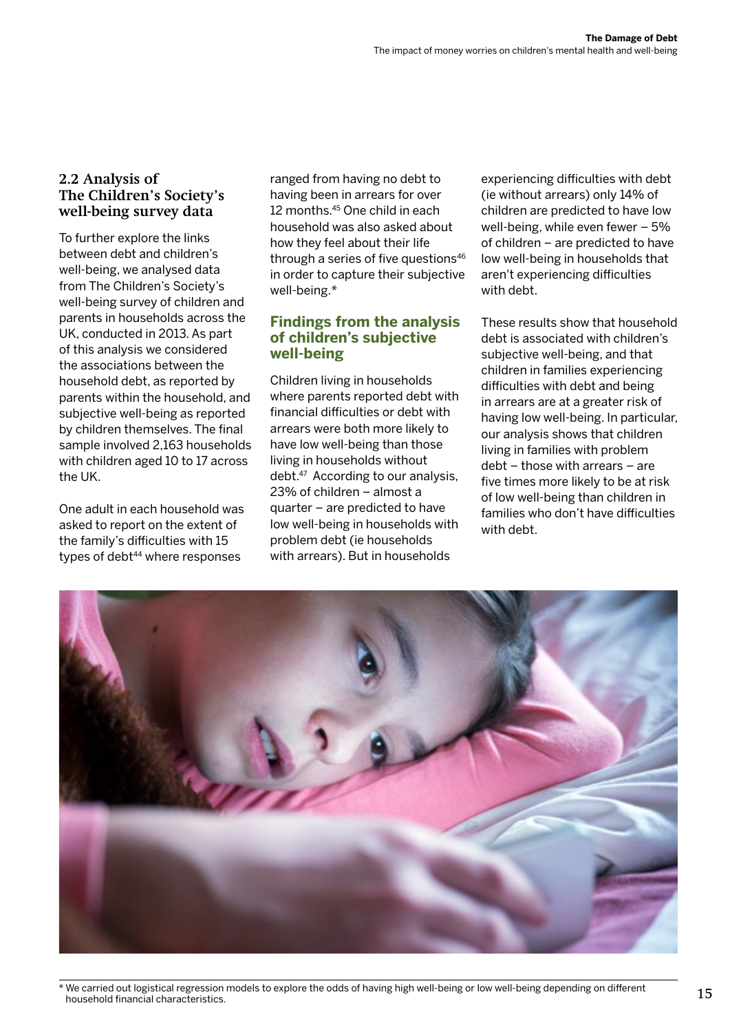## 2.2 Analysis of The Children's Society's well-being survey data

To further explore the links between debt and children's well-being, we analysed data from The Children's Society's well-being survey of children and parents in households across the UK, conducted in 2013. As part of this analysis we considered the associations between the household debt, as reported by parents within the household, and subjective well-being as reported by children themselves. The final sample involved 2,163 households with children aged 10 to 17 across the UK.

One adult in each household was asked to report on the extent of the family's difficulties with 15 types of debt[44] where responses ranged from having no debt to having been in arrears for over 12 months.[45] One child in each household was also asked about how they feel about their life through a series of five questions[46] in order to capture their subjective well-being.*

### Findings from the analysis of children's subjective well-being

Children living in households where parents reported debt with financial difficulties or debt with arrears were both more likely to have low well-being than those living in households without debt.[47] According to our analysis, 23% of children – almost a quarter – are predicted to have low well-being in households with problem debt (ie households with arrears). But in households experiencing difficulties with debt (ie without arrears) only 14% of children are predicted to have low well-being, while even fewer – 5% of children – are predicted to have low well-being in households that aren't experiencing difficulties with debt.

These results show that household debt is associated with children's subjective well-being, and that children in families experiencing difficulties with debt and being in arrears are at a greater risk of having low well-being. In particular, our analysis shows that children living in families with problem debt – those with arrears – are five times more likely to be at risk of low well-being than children in families who don't have difficulties with debt.

\* We carried out logistical regression models to explore the odds of having high well-being or low well-being depending on different household financial characteristics.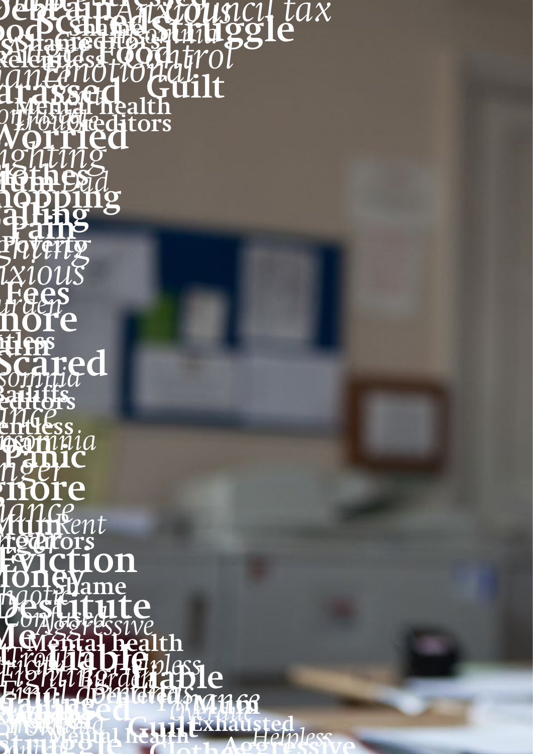Scared
Struggle
Anxious
Council tax
Food
Control
Emotional
Guilt
Mental health
Creditors
Worried
Clothes
Shopping
Pain
Poverty
Anxious
Fees
Ignore
Scared
Insomnia
Bailiffs
Creditors
Relentless
Insomnia
Panic
Anger
Ignore
Mum
Rent
Creditors
Eviction
Money
Shame
Destitute
Confused
Aggressive
Mental health
Liable
Helpless
Fighting
Burden
Liable
Final demand
Mum
Guilt
Exhausted
Mental health
Helpless
Aggressive
Struggle
Clothes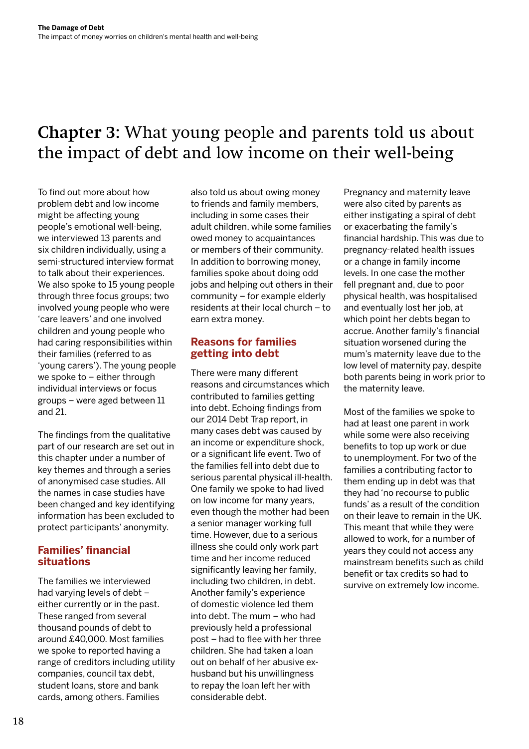# **Chapter 3**: What young people and parents told us about the impact of debt and low income on their well-being

To find out more about how problem debt and low income might be affecting young people's emotional well-being, we interviewed 13 parents and six children individually, using a semi-structured interview format to talk about their experiences. We also spoke to 15 young people through three focus groups; two involved young people who were 'care leavers' and one involved children and young people who had caring responsibilities within their families (referred to as 'young carers'). The young people we spoke to – either through individual interviews or focus groups – were aged between 11 and 21.

The findings from the qualitative part of our research are set out in this chapter under a number of key themes and through a series of anonymised case studies. All the names in case studies have been changed and key identifying information has been excluded to protect participants' anonymity.

## Families' financial situations

The families we interviewed had varying levels of debt – either currently or in the past. These ranged from several thousand pounds of debt to around £40,000. Most families we spoke to reported having a range of creditors including utility companies, council tax debt, student loans, store and bank cards, among others. Families also told us about owing money to friends and family members, including in some cases their adult children, while some families owed money to acquaintances or members of their community. In addition to borrowing money, families spoke about doing odd jobs and helping out others in their community – for example elderly residents at their local church – to earn extra money.

## Reasons for families getting into debt

There were many different reasons and circumstances which contributed to families getting into debt. Echoing findings from our 2014 Debt Trap report, in many cases debt was caused by an income or expenditure shock, or a significant life event. Two of the families fell into debt due to serious parental physical ill-health. One family we spoke to had lived on low income for many years, even though the mother had been a senior manager working full time. However, due to a serious illness she could only work part time and her income reduced significantly leaving her family, including two children, in debt. Another family's experience of domestic violence led them into debt. The mum – who had previously held a professional post – had to flee with her three children. She had taken a loan out on behalf of her abusive ex-husband but his unwillingness to repay the loan left her with considerable debt.

Pregnancy and maternity leave were also cited by parents as either instigating a spiral of debt or exacerbating the family's financial hardship. This was due to pregnancy-related health issues or a change in family income levels. In one case the mother fell pregnant and, due to poor physical health, was hospitalised and eventually lost her job, at which point her debts began to accrue. Another family's financial situation worsened during the mum's maternity leave due to the low level of maternity pay, despite both parents being in work prior to the maternity leave.

Most of the families we spoke to had at least one parent in work while some were also receiving benefits to top up work or due to unemployment. For two of the families a contributing factor to them ending up in debt was that they had 'no recourse to public funds' as a result of the condition on their leave to remain in the UK. This meant that while they were allowed to work, for a number of years they could not access any mainstream benefits such as child benefit or tax credits so had to survive on extremely low income.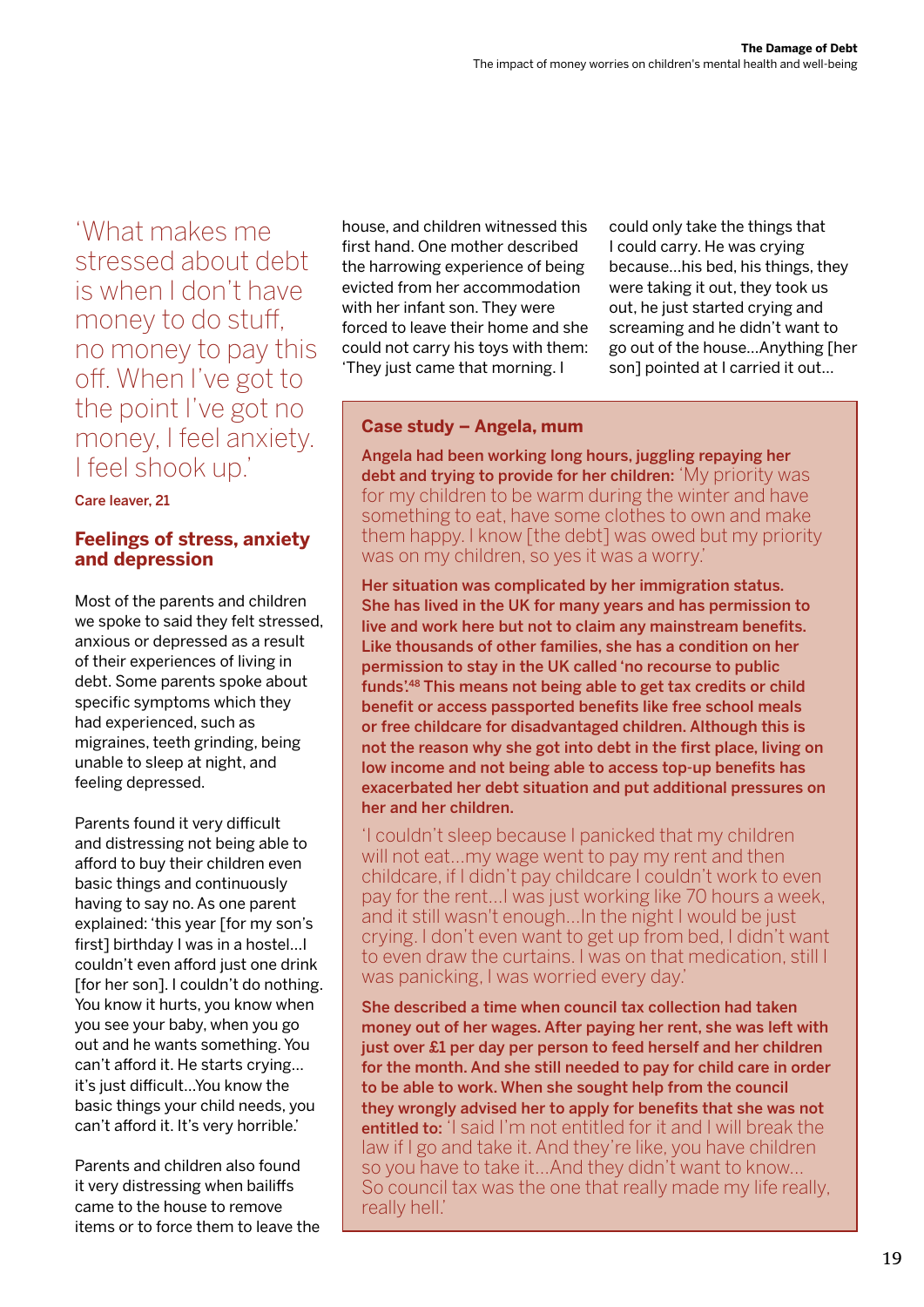'What makes me stressed about debt is when I don't have money to do stuff, no money to pay this off. When I've got to the point I've got no money, I feel anxiety. I feel shook up.'

**Care leaver, 21**

## Feelings of stress, anxiety and depression

Most of the parents and children we spoke to said they felt stressed, anxious or depressed as a result of their experiences of living in debt. Some parents spoke about specific symptoms which they had experienced, such as migraines, teeth grinding, being unable to sleep at night, and feeling depressed.

Parents found it very difficult and distressing not being able to afford to buy their children even basic things and continuously having to say no. As one parent explained: 'this year [for my son's first] birthday I was in a hostel…I couldn't even afford just one drink [for her son]. I couldn't do nothing. You know it hurts, you know when you see your baby, when you go out and he wants something. You can't afford it. He starts crying… it's just difficult…You know the basic things your child needs, you can't afford it. It's very horrible.'

Parents and children also found it very distressing when bailiffs came to the house to remove items or to force them to leave the house, and children witnessed this first hand. One mother described the harrowing experience of being evicted from her accommodation with her infant son. They were forced to leave their home and she could not carry his toys with them: 'They just came that morning. I could only take the things that I could carry. He was crying because…his bed, his things, they were taking it out, they took us out, he just started crying and screaming and he didn't want to go out of the house…Anything [her son] pointed at I carried it out…

### Case study – Angela, mum

**Angela had been working long hours, juggling repaying her debt and trying to provide for her children:** 'My priority was for my children to be warm during the winter and have something to eat, have some clothes to own and make them happy. I know [the debt] was owed but my priority was on my children, so yes it was a worry.'

**Her situation was complicated by her immigration status. She has lived in the UK for many years and has permission to live and work here but not to claim any mainstream benefits. Like thousands of other families, she has a condition on her permission to stay in the UK called 'no recourse to public funds'.[48] This means not being able to get tax credits or child benefit or access passported benefits like free school meals or free childcare for disadvantaged children. Although this is not the reason why she got into debt in the first place, living on low income and not being able to access top-up benefits has exacerbated her debt situation and put additional pressures on her and her children.**

'I couldn't sleep because I panicked that my children will not eat…my wage went to pay my rent and then childcare, if I didn't pay childcare I couldn't work to even pay for the rent…I was just working like 70 hours a week, and it still wasn't enough…In the night I would be just crying. I don't even want to get up from bed, I didn't want to even draw the curtains. I was on that medication, still I was panicking, I was worried every day.'

**She described a time when council tax collection had taken money out of her wages. After paying her rent, she was left with just over £1 per day per person to feed herself and her children for the month. And she still needed to pay for child care in order to be able to work. When she sought help from the council they wrongly advised her to apply for benefits that she was not entitled to:** 'I said I'm not entitled for it and I will break the law if I go and take it. And they're like, you have children so you have to take it…And they didn't want to know… So council tax was the one that really made my life really, really hell.'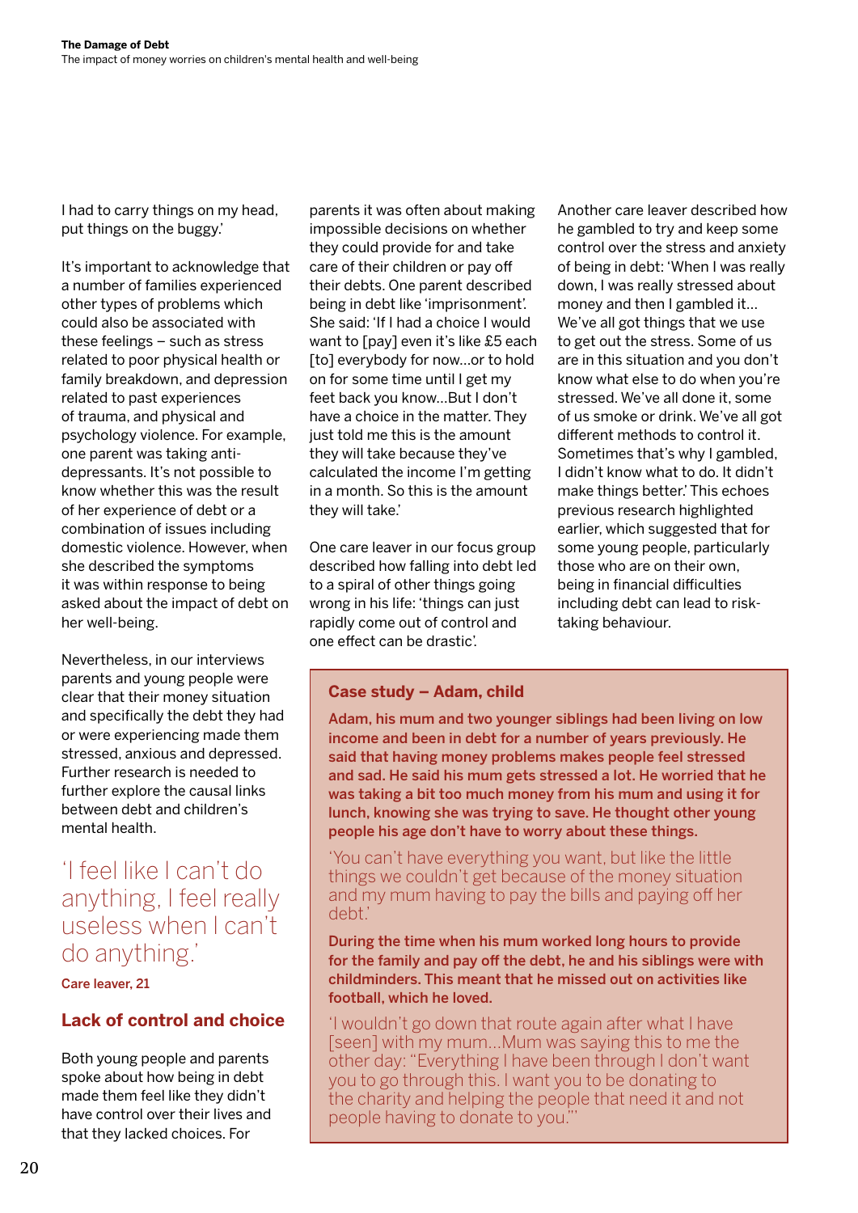I had to carry things on my head, put things on the buggy.'

It's important to acknowledge that a number of families experienced other types of problems which could also be associated with these feelings – such as stress related to poor physical health or family breakdown, and depression related to past experiences of trauma, and physical and psychology violence. For example, one parent was taking anti-depressants. It's not possible to know whether this was the result of her experience of debt or a combination of issues including domestic violence. However, when she described the symptoms it was within response to being asked about the impact of debt on her well-being.

Nevertheless, in our interviews parents and young people were clear that their money situation and specifically the debt they had or were experiencing made them stressed, anxious and depressed. Further research is needed to further explore the causal links between debt and children's mental health.

> 'I feel like I can't do anything, I feel really useless when I can't do anything.'
>
> **Care leaver, 21**

## Lack of control and choice

Both young people and parents spoke about how being in debt made them feel like they didn't have control over their lives and that they lacked choices. For parents it was often about making impossible decisions on whether they could provide for and take care of their children or pay off their debts. One parent described being in debt like 'imprisonment'. She said: 'If I had a choice I would want to [pay] even it's like £5 each [to] everybody for now...or to hold on for some time until I get my feet back you know...But I don't have a choice in the matter. They just told me this is the amount they will take because they've calculated the income I'm getting in a month. So this is the amount they will take.'

One care leaver in our focus group described how falling into debt led to a spiral of other things going wrong in his life: 'things can just rapidly come out of control and one effect can be drastic'.

Another care leaver described how he gambled to try and keep some control over the stress and anxiety of being in debt: 'When I was really down, I was really stressed about money and then I gambled it... We've all got things that we use to get out the stress. Some of us are in this situation and you don't know what else to do when you're stressed. We've all done it, some of us smoke or drink. We've all got different methods to control it. Sometimes that's why I gambled, I didn't know what to do. It didn't make things better.' This echoes previous research highlighted earlier, which suggested that for some young people, particularly those who are on their own, being in financial difficulties including debt can lead to risk-taking behaviour.

### Case study – Adam, child

**Adam, his mum and two younger siblings had been living on low income and been in debt for a number of years previously. He said that having money problems makes people feel stressed and sad. He said his mum gets stressed a lot. He worried that he was taking a bit too much money from his mum and using it for lunch, knowing she was trying to save. He thought other young people his age don't have to worry about these things.**

'You can't have everything you want, but like the little things we couldn't get because of the money situation and my mum having to pay the bills and paying off her debt.'

**During the time when his mum worked long hours to provide for the family and pay off the debt, he and his siblings were with childminders. This meant that he missed out on activities like football, which he loved.**

'I wouldn't go down that route again after what I have [seen] with my mum...Mum was saying this to me the other day: "Everything I have been through I don't want you to go through this. I want you to be donating to the charity and helping the people that need it and not people having to donate to you."'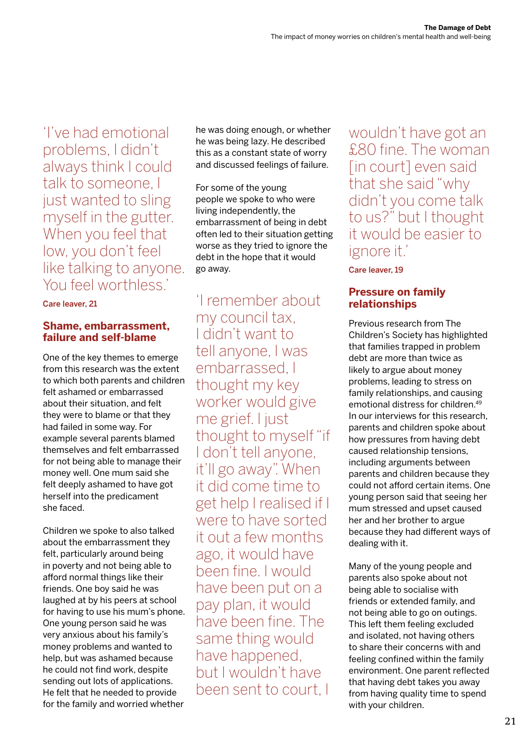'I've had emotional problems, I didn't always think I could talk to someone, I just wanted to sling myself in the gutter. When you feel that low, you don't feel like talking to anyone. You feel worthless.'

**Care leaver, 21**

## Shame, embarrassment, failure and self-blame

One of the key themes to emerge from this research was the extent to which both parents and children felt ashamed or embarrassed about their situation, and felt they were to blame or that they had failed in some way. For example several parents blamed themselves and felt embarrassed for not being able to manage their money well. One mum said she felt deeply ashamed to have got herself into the predicament she faced.

Children we spoke to also talked about the embarrassment they felt, particularly around being in poverty and not being able to afford normal things like their friends. One boy said he was laughed at by his peers at school for having to use his mum's phone. One young person said he was very anxious about his family's money problems and wanted to help, but was ashamed because he could not find work, despite sending out lots of applications. He felt that he needed to provide for the family and worried whether he was doing enough, or whether he was being lazy. He described this as a constant state of worry and discussed feelings of failure.

For some of the young people we spoke to who were living independently, the embarrassment of being in debt often led to their situation getting worse as they tried to ignore the debt in the hope that it would go away.

'I remember about my council tax, I didn't want to tell anyone, I was embarrassed, I thought my key worker would give me grief. I just thought to myself "if I don't tell anyone, it'll go away". When it did come time to get help I realised if I were to have sorted it out a few months ago, it would have been fine. I would have been put on a pay plan, it would have been fine. The same thing would have happened, but I wouldn't have been sent to court, I wouldn't have got an £80 fine. The woman [in court] even said that she said "why didn't you come talk to us?" but I thought it would be easier to ignore it.'

**Care leaver, 19**

## Pressure on family relationships

Previous research from The Children's Society has highlighted that families trapped in problem debt are more than twice as likely to argue about money problems, leading to stress on family relationships, and causing emotional distress for children.[49] In our interviews for this research, parents and children spoke about how pressures from having debt caused relationship tensions, including arguments between parents and children because they could not afford certain items. One young person said that seeing her mum stressed and upset caused her and her brother to argue because they had different ways of dealing with it.

Many of the young people and parents also spoke about not being able to socialise with friends or extended family, and not being able to go on outings. This left them feeling excluded and isolated, not having others to share their concerns with and feeling confined within the family environment. One parent reflected that having debt takes you away from having quality time to spend with your children.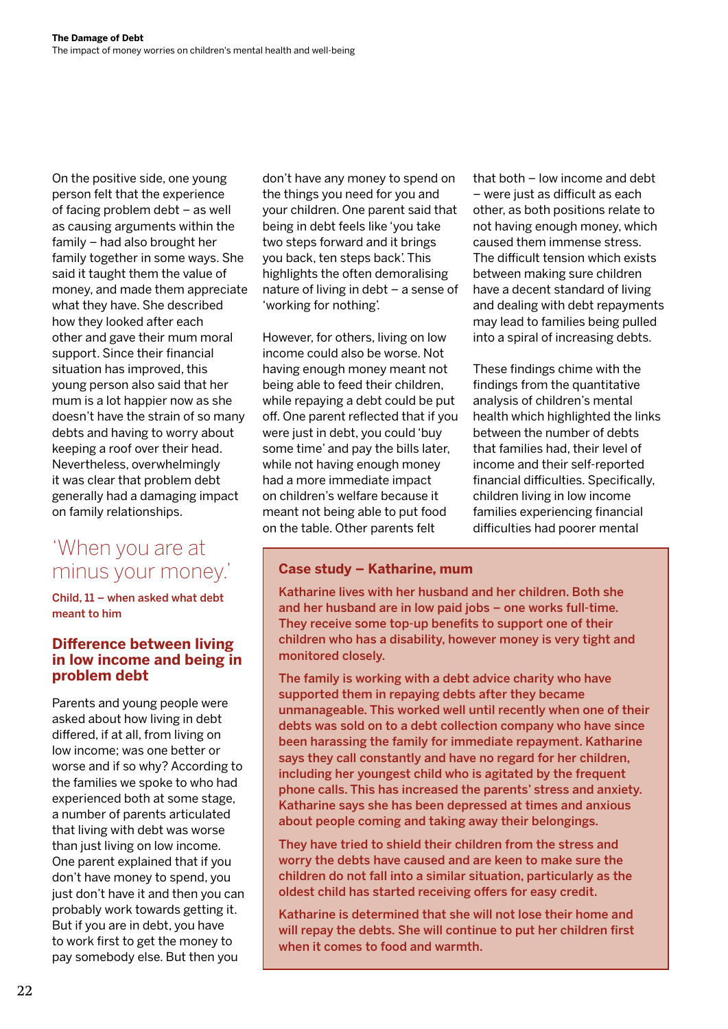On the positive side, one young person felt that the experience of facing problem debt – as well as causing arguments within the family – had also brought her family together in some ways. She said it taught them the value of money, and made them appreciate what they have. She described how they looked after each other and gave their mum moral support. Since their financial situation has improved, this young person also said that her mum is a lot happier now as she doesn't have the strain of so many debts and having to worry about keeping a roof over their head. Nevertheless, overwhelmingly it was clear that problem debt generally had a damaging impact on family relationships.

> 'When you are at minus your money.'
>
> **Child, 11 – when asked what debt meant to him**

## Difference between living in low income and being in problem debt

Parents and young people were asked about how living in debt differed, if at all, from living on low income; was one better or worse and if so why? According to the families we spoke to who had experienced both at some stage, a number of parents articulated that living with debt was worse than just living on low income. One parent explained that if you don't have money to spend, you just don't have it and then you can probably work towards getting it. But if you are in debt, you have to work first to get the money to pay somebody else. But then you don't have any money to spend on the things you need for you and your children. One parent said that being in debt feels like 'you take two steps forward and it brings you back, ten steps back'. This highlights the often demoralising nature of living in debt – a sense of 'working for nothing'.

However, for others, living on low income could also be worse. Not having enough money meant not being able to feed their children, while repaying a debt could be put off. One parent reflected that if you were just in debt, you could 'buy some time' and pay the bills later, while not having enough money had a more immediate impact on children's welfare because it meant not being able to put food on the table. Other parents felt that both – low income and debt – were just as difficult as each other, as both positions relate to not having enough money, which caused them immense stress. The difficult tension which exists between making sure children have a decent standard of living and dealing with debt repayments may lead to families being pulled into a spiral of increasing debts.

These findings chime with the findings from the quantitative analysis of children's mental health which highlighted the links between the number of debts that families had, their level of income and their self-reported financial difficulties. Specifically, children living in low income families experiencing financial difficulties had poorer mental

### Case study – Katharine, mum

**Katharine lives with her husband and her children. Both she and her husband are in low paid jobs – one works full-time. They receive some top-up benefits to support one of their children who has a disability, however money is very tight and monitored closely.**

**The family is working with a debt advice charity who have supported them in repaying debts after they became unmanageable. This worked well until recently when one of their debts was sold on to a debt collection company who have since been harassing the family for immediate repayment. Katharine says they call constantly and have no regard for her children, including her youngest child who is agitated by the frequent phone calls. This has increased the parents' stress and anxiety. Katharine says she has been depressed at times and anxious about people coming and taking away their belongings.**

**They have tried to shield their children from the stress and worry the debts have caused and are keen to make sure the children do not fall into a similar situation, particularly as the oldest child has started receiving offers for easy credit.**

**Katharine is determined that she will not lose their home and will repay the debts. She will continue to put her children first when it comes to food and warmth.**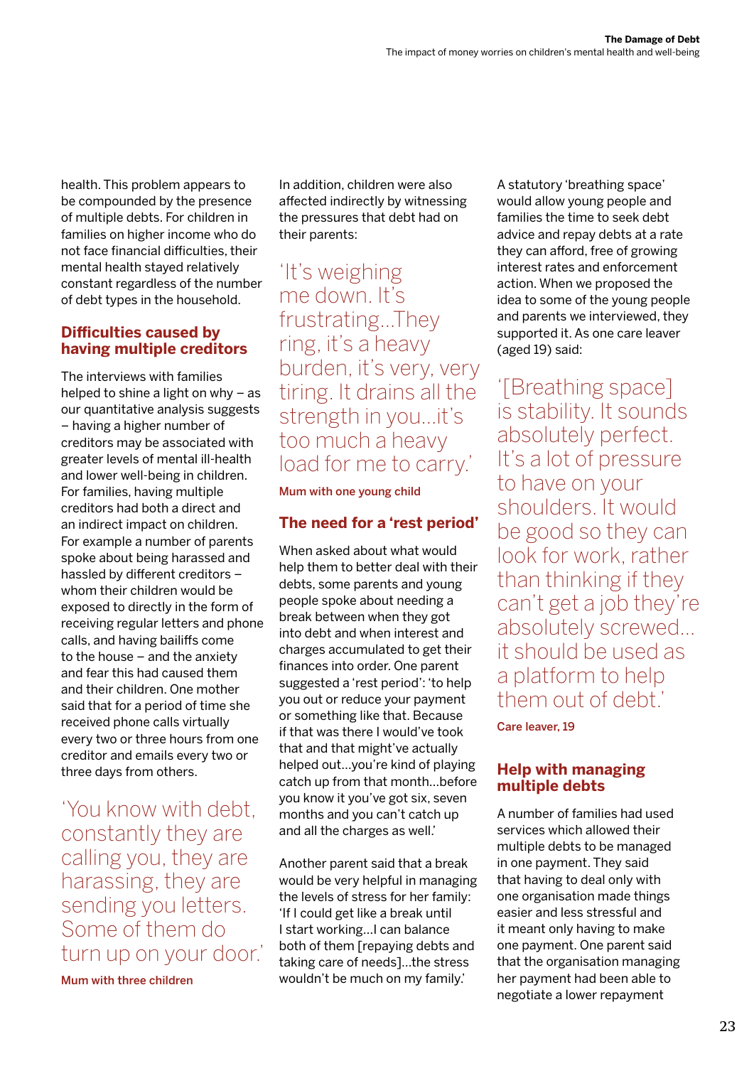health. This problem appears to be compounded by the presence of multiple debts. For children in families on higher income who do not face financial difficulties, their mental health stayed relatively constant regardless of the number of debt types in the household.

## Difficulties caused by having multiple creditors

The interviews with families helped to shine a light on why – as our quantitative analysis suggests – having a higher number of creditors may be associated with greater levels of mental ill-health and lower well-being in children. For families, having multiple creditors had both a direct and an indirect impact on children. For example a number of parents spoke about being harassed and hassled by different creditors – whom their children would be exposed to directly in the form of receiving regular letters and phone calls, and having bailiffs come to the house – and the anxiety and fear this had caused them and their children. One mother said that for a period of time she received phone calls virtually every two or three hours from one creditor and emails every two or three days from others.

> 'You know with debt, constantly they are calling you, they are harassing, they are sending you letters. Some of them do turn up on your door.'
>
> **Mum with three children**

In addition, children were also affected indirectly by witnessing the pressures that debt had on their parents:

> 'It's weighing me down. It's frustrating...They ring, it's a heavy burden, it's very, very tiring. It drains all the strength in you...it's too much a heavy load for me to carry.'
>
> **Mum with one young child**

## The need for a 'rest period'

When asked about what would help them to better deal with their debts, some parents and young people spoke about needing a break between when they got into debt and when interest and charges accumulated to get their finances into order. One parent suggested a 'rest period': 'to help you out or reduce your payment or something like that. Because if that was there I would've took that and that might've actually helped out...you're kind of playing catch up from that month...before you know it you've got six, seven months and you can't catch up and all the charges as well.'

Another parent said that a break would be very helpful in managing the levels of stress for her family: 'If I could get like a break until I start working...I can balance both of them [repaying debts and taking care of needs]...the stress wouldn't be much on my family.'

A statutory 'breathing space' would allow young people and families the time to seek debt advice and repay debts at a rate they can afford, free of growing interest rates and enforcement action. When we proposed the idea to some of the young people and parents we interviewed, they supported it. As one care leaver (aged 19) said:

> '[Breathing space] is stability. It sounds absolutely perfect. It's a lot of pressure to have on your shoulders. It would be good so they can look for work, rather than thinking if they can't get a job they're absolutely screwed... it should be used as a platform to help them out of debt.'
>
> **Care leaver, 19**

## Help with managing multiple debts

A number of families had used services which allowed their multiple debts to be managed in one payment. They said that having to deal only with one organisation made things easier and less stressful and it meant only having to make one payment. One parent said that the organisation managing her payment had been able to negotiate a lower repayment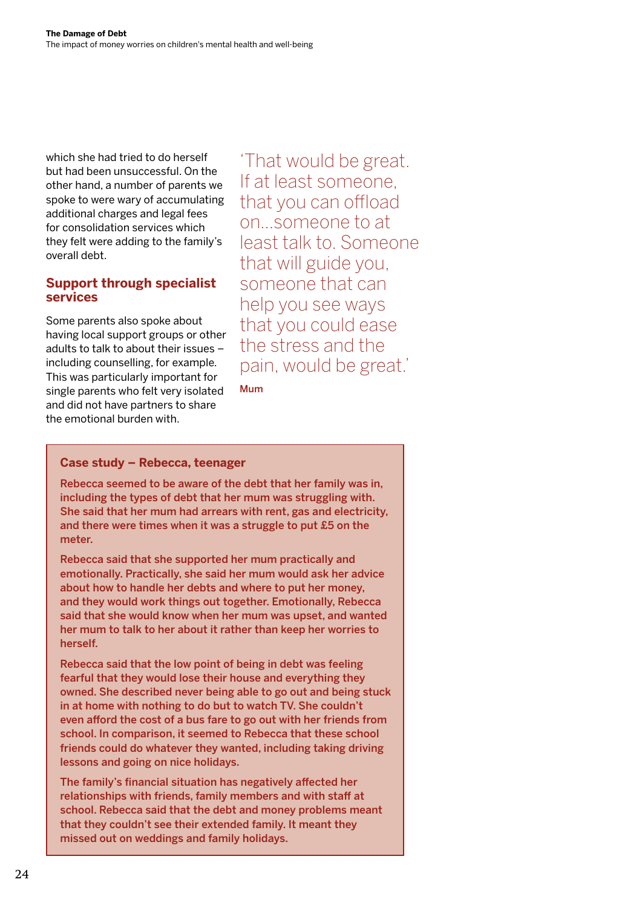which she had tried to do herself but had been unsuccessful. On the other hand, a number of parents we spoke to were wary of accumulating additional charges and legal fees for consolidation services which they felt were adding to the family's overall debt.

## Support through specialist services

Some parents also spoke about having local support groups or other adults to talk to about their issues – including counselling, for example. This was particularly important for single parents who felt very isolated and did not have partners to share the emotional burden with.

> 'That would be great. If at least someone, that you can offload on...someone to at least talk to. Someone that will guide you, someone that can help you see ways that you could ease the stress and the pain, would be great.'
>
> **Mum**

### Case study – Rebecca, teenager

Rebecca seemed to be aware of the debt that her family was in, including the types of debt that her mum was struggling with. She said that her mum had arrears with rent, gas and electricity, and there were times when it was a struggle to put £5 on the meter.

Rebecca said that she supported her mum practically and emotionally. Practically, she said her mum would ask her advice about how to handle her debts and where to put her money, and they would work things out together. Emotionally, Rebecca said that she would know when her mum was upset, and wanted her mum to talk to her about it rather than keep her worries to herself.

Rebecca said that the low point of being in debt was feeling fearful that they would lose their house and everything they owned. She described never being able to go out and being stuck in at home with nothing to do but to watch TV. She couldn't even afford the cost of a bus fare to go out with her friends from school. In comparison, it seemed to Rebecca that these school friends could do whatever they wanted, including taking driving lessons and going on nice holidays.

The family's financial situation has negatively affected her relationships with friends, family members and with staff at school. Rebecca said that the debt and money problems meant that they couldn't see their extended family. It meant they missed out on weddings and family holidays.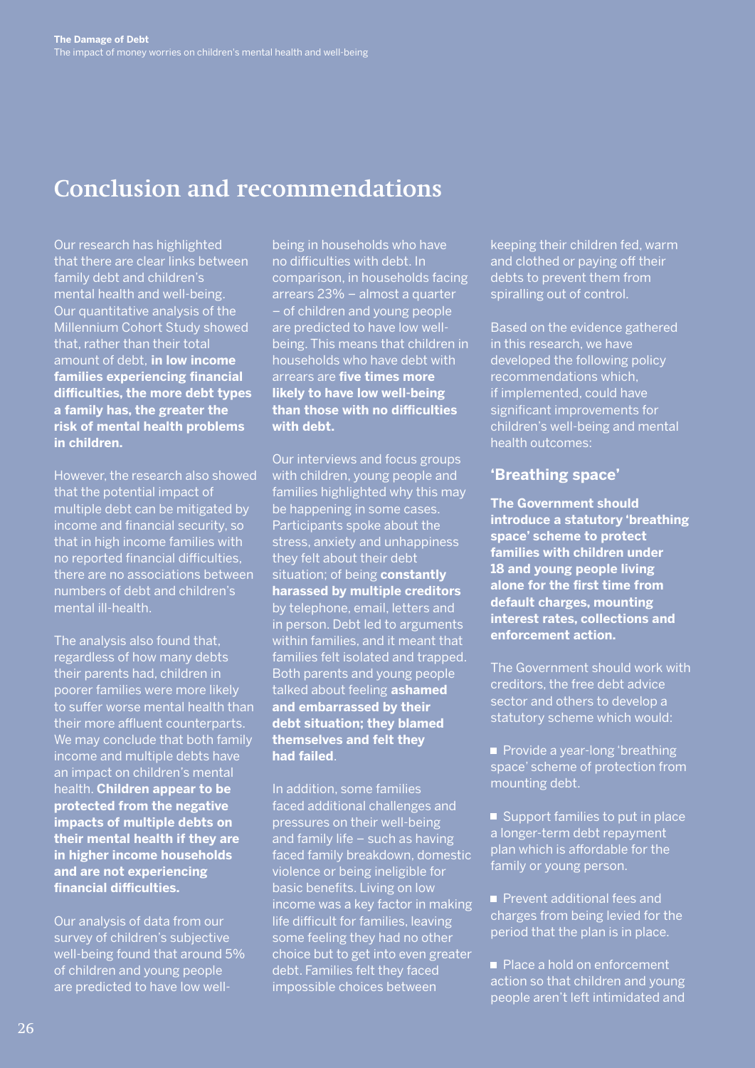# Conclusion and recommendations

Our research has highlighted that there are clear links between family debt and children's mental health and well-being. Our quantitative analysis of the Millennium Cohort Study showed that, rather than their total amount of debt, **in low income families experiencing financial difficulties, the more debt types a family has, the greater the risk of mental health problems in children.**

However, the research also showed that the potential impact of multiple debt can be mitigated by income and financial security, so that in high income families with no reported financial difficulties, there are no associations between numbers of debt and children's mental ill-health.

The analysis also found that, regardless of how many debts their parents had, children in poorer families were more likely to suffer worse mental health than their more affluent counterparts. We may conclude that both family income and multiple debts have an impact on children's mental health. **Children appear to be protected from the negative impacts of multiple debts on their mental health if they are in higher income households and are not experiencing financial difficulties.**

Our analysis of data from our survey of children's subjective well-being found that around 5% of children and young people are predicted to have low well-being in households who have no difficulties with debt. In comparison, in households facing arrears 23% – almost a quarter – of children and young people are predicted to have low well-being. This means that children in households who have debt with arrears are **five times more likely to have low well-being than those with no difficulties with debt.**

Our interviews and focus groups with children, young people and families highlighted why this may be happening in some cases. Participants spoke about the stress, anxiety and unhappiness they felt about their debt situation; of being **constantly harassed by multiple creditors** by telephone, email, letters and in person. Debt led to arguments within families, and it meant that families felt isolated and trapped. Both parents and young people talked about feeling **ashamed and embarrassed by their debt situation; they blamed themselves and felt they had failed**.

In addition, some families faced additional challenges and pressures on their well-being and family life – such as having faced family breakdown, domestic violence or being ineligible for basic benefits. Living on low income was a key factor in making life difficult for families, leaving some feeling they had no other choice but to get into even greater debt. Families felt they faced impossible choices between keeping their children fed, warm and clothed or paying off their debts to prevent them from spiralling out of control.

Based on the evidence gathered in this research, we have developed the following policy recommendations which, if implemented, could have significant improvements for children's well-being and mental health outcomes:

## 'Breathing space'

**The Government should introduce a statutory 'breathing space' scheme to protect families with children under 18 and young people living alone for the first time from default charges, mounting interest rates, collections and enforcement action.**

The Government should work with creditors, the free debt advice sector and others to develop a statutory scheme which would:

- Provide a year-long 'breathing space' scheme of protection from mounting debt.
- Support families to put in place a longer-term debt repayment plan which is affordable for the family or young person.
- Prevent additional fees and charges from being levied for the period that the plan is in place.
- Place a hold on enforcement action so that children and young people aren't left intimidated and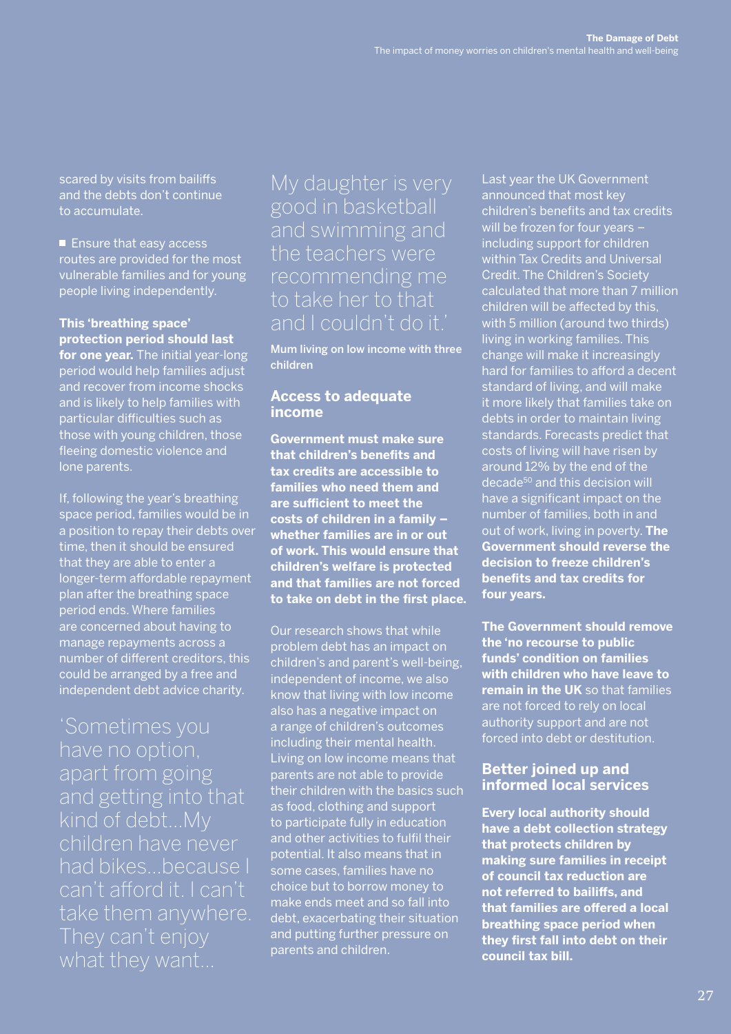scared by visits from bailiffs and the debts don't continue to accumulate.

- Ensure that easy access routes are provided for the most vulnerable families and for young people living independently.

**This 'breathing space' protection period should last for one year.** The initial year-long period would help families adjust and recover from income shocks and is likely to help families with particular difficulties such as those with young children, those fleeing domestic violence and lone parents.

If, following the year's breathing space period, families would be in a position to repay their debts over time, then it should be ensured that they are able to enter a longer-term affordable repayment plan after the breathing space period ends. Where families are concerned about having to manage repayments across a number of different creditors, this could be arranged by a free and independent debt advice charity.

'Sometimes you have no option, apart from going and getting into that kind of debt…My children have never had bikes…because I can't afford it. I can't take them anywhere. They can't enjoy what they want…

My daughter is very good in basketball and swimming and the teachers were recommending me to take her to that and I couldn't do it.'

**Mum living on low income with three children**

## Access to adequate income

**Government must make sure that children's benefits and tax credits are accessible to families who need them and are sufficient to meet the costs of children in a family – whether families are in or out of work. This would ensure that children's welfare is protected and that families are not forced to take on debt in the first place.**

Our research shows that while problem debt has an impact on children's and parent's well-being, independent of income, we also know that living with low income also has a negative impact on a range of children's outcomes including their mental health. Living on low income means that parents are not able to provide their children with the basics such as food, clothing and support to participate fully in education and other activities to fulfil their potential. It also means that in some cases, families have no choice but to borrow money to make ends meet and so fall into debt, exacerbating their situation and putting further pressure on parents and children.

Last year the UK Government announced that most key children's benefits and tax credits will be frozen for four years – including support for children within Tax Credits and Universal Credit. The Children's Society calculated that more than 7 million children will be affected by this, with 5 million (around two thirds) living in working families. This change will make it increasingly hard for families to afford a decent standard of living, and will make it more likely that families take on debts in order to maintain living standards. Forecasts predict that costs of living will have risen by around 12% by the end of the decade[50] and this decision will have a significant impact on the number of families, both in and out of work, living in poverty. **The Government should reverse the decision to freeze children's benefits and tax credits for four years.**

**The Government should remove the 'no recourse to public funds' condition on families with children who have leave to remain in the UK** so that families are not forced to rely on local authority support and are not forced into debt or destitution.

## Better joined up and informed local services

**Every local authority should have a debt collection strategy that protects children by making sure families in receipt of council tax reduction are not referred to bailiffs, and that families are offered a local breathing space period when they first fall into debt on their council tax bill.**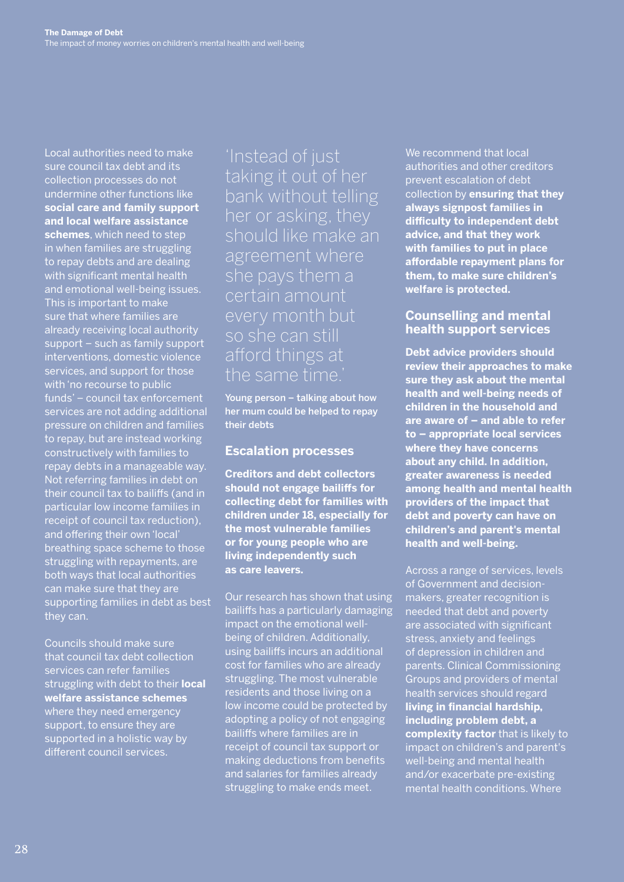Local authorities need to make sure council tax debt and its collection processes do not undermine other functions like **social care and family support and local welfare assistance schemes**, which need to step in when families are struggling to repay debts and are dealing with significant mental health and emotional well-being issues. This is important to make sure that where families are already receiving local authority support – such as family support interventions, domestic violence services, and support for those with 'no recourse to public funds' – council tax enforcement services are not adding additional pressure on children and families to repay, but are instead working constructively with families to repay debts in a manageable way. Not referring families in debt on their council tax to bailiffs (and in particular low income families in receipt of council tax reduction), and offering their own 'local' breathing space scheme to those struggling with repayments, are both ways that local authorities can make sure that they are supporting families in debt as best they can.

Councils should make sure that council tax debt collection services can refer families struggling with debt to their **local welfare assistance schemes** where they need emergency support, to ensure they are supported in a holistic way by different council services.

> 'Instead of just taking it out of her bank without telling her or asking, they should like make an agreement where she pays them a certain amount every month but so she can still afford things at the same time.'
>
> **Young person – talking about how her mum could be helped to repay their debts**

## Escalation processes

**Creditors and debt collectors should not engage bailiffs for collecting debt for families with children under 18, especially for the most vulnerable families or for young people who are living independently such as care leavers.**

Our research has shown that using bailiffs has a particularly damaging impact on the emotional well-being of children. Additionally, using bailiffs incurs an additional cost for families who are already struggling. The most vulnerable residents and those living on a low income could be protected by adopting a policy of not engaging bailiffs where families are in receipt of council tax support or making deductions from benefits and salaries for families already struggling to make ends meet.

We recommend that local authorities and other creditors prevent escalation of debt collection by **ensuring that they always signpost families in difficulty to independent debt advice, and that they work with families to put in place affordable repayment plans for them, to make sure children's welfare is protected.**

## Counselling and mental health support services

**Debt advice providers should review their approaches to make sure they ask about the mental health and well-being needs of children in the household and are aware of – and able to refer to – appropriate local services where they have concerns about any child. In addition, greater awareness is needed among health and mental health providers of the impact that debt and poverty can have on children's and parent's mental health and well-being.**

Across a range of services, levels of Government and decision-makers, greater recognition is needed that debt and poverty are associated with significant stress, anxiety and feelings of depression in children and parents. Clinical Commissioning Groups and providers of mental health services should regard **living in financial hardship, including problem debt, a complexity factor** that is likely to impact on children's and parent's well-being and mental health and/or exacerbate pre-existing mental health conditions. Where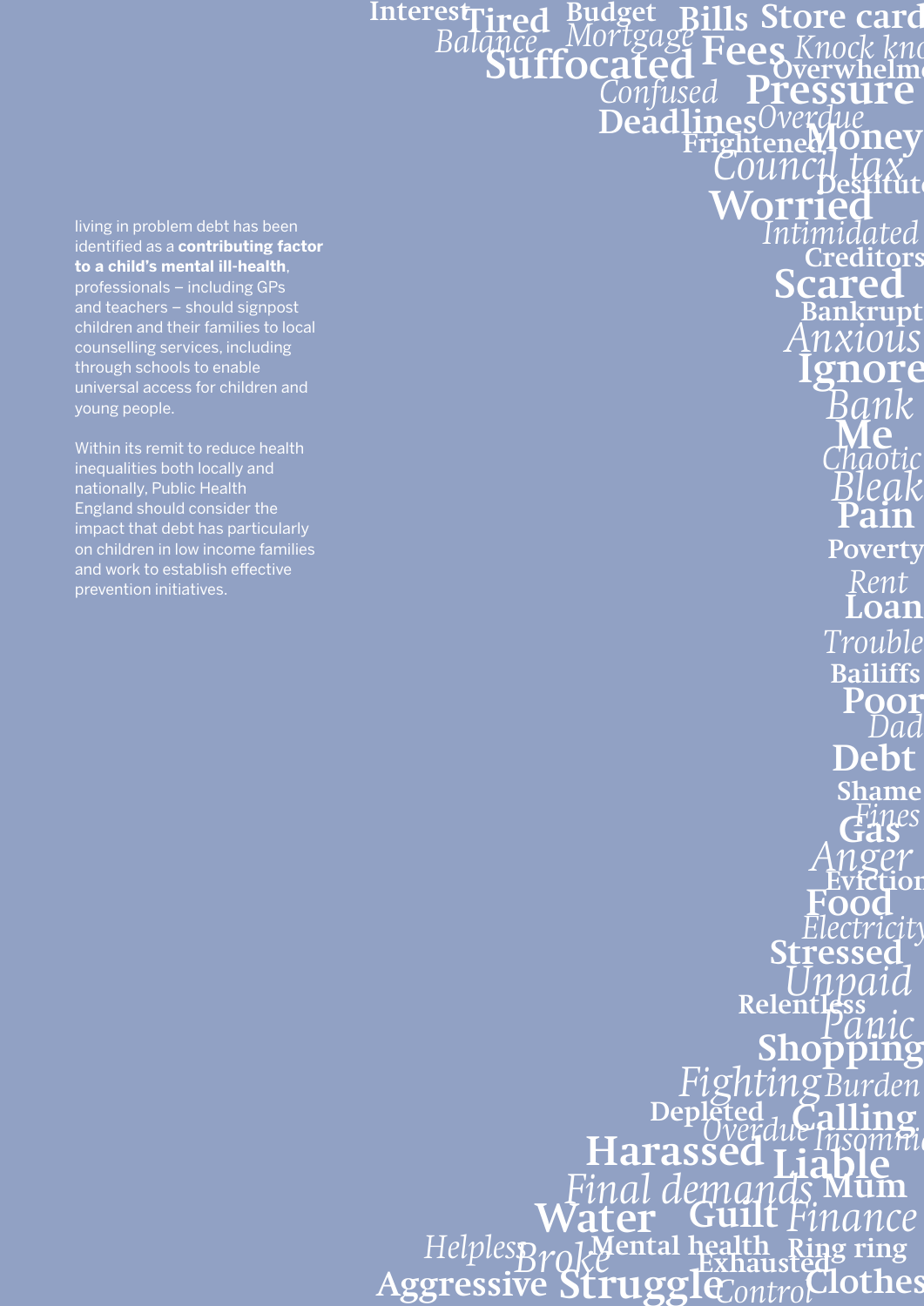living in problem debt has been identified as a **contributing factor to a child's mental ill-health**, professionals – including GPs and teachers – should signpost children and their families to local counselling services, including through schools to enable universal access for children and young people.

Within its remit to reduce health inequalities both locally and nationally, Public Health England should consider the impact that debt has particularly on children in low income families and work to establish effective prevention initiatives.

**Interest** **Tired** **Budget** **Bills** **Store card** *Balance* *Mortgage* **Suffocated** **Fees** *Knock knock* **Overwhelmed** *Confused* **Pressure** **Deadlines** *Overdue* **Frightened** **Money** *Council tax* **Destitute** **Worried** *Intimidated* **Creditors** **Scared** **Bankrupt** *Anxious* **Ignore** *Bank* **Me** *Chaotic* *Bleak* **Pain** **Poverty** *Rent* **Loan** *Trouble* **Bailiffs** **Poor** *Dad* **Debt** **Shame** *Fines* **Gas** *Anger* **Eviction** **Food** *Electricity* **Stressed** *Unpaid* **Relentless** *Panic* **Shopping** *Fighting* *Burden* **Depleted** **Calling** *Overdue* *Insomnia* **Harassed** **Liable** *Final demands* **Mum** **Water** **Guilt** *Finance* *Helpless* *Broke* **Mental health** **Ring ring** **Exhausted** **Aggressive** **Struggle** *Control* **Clothes**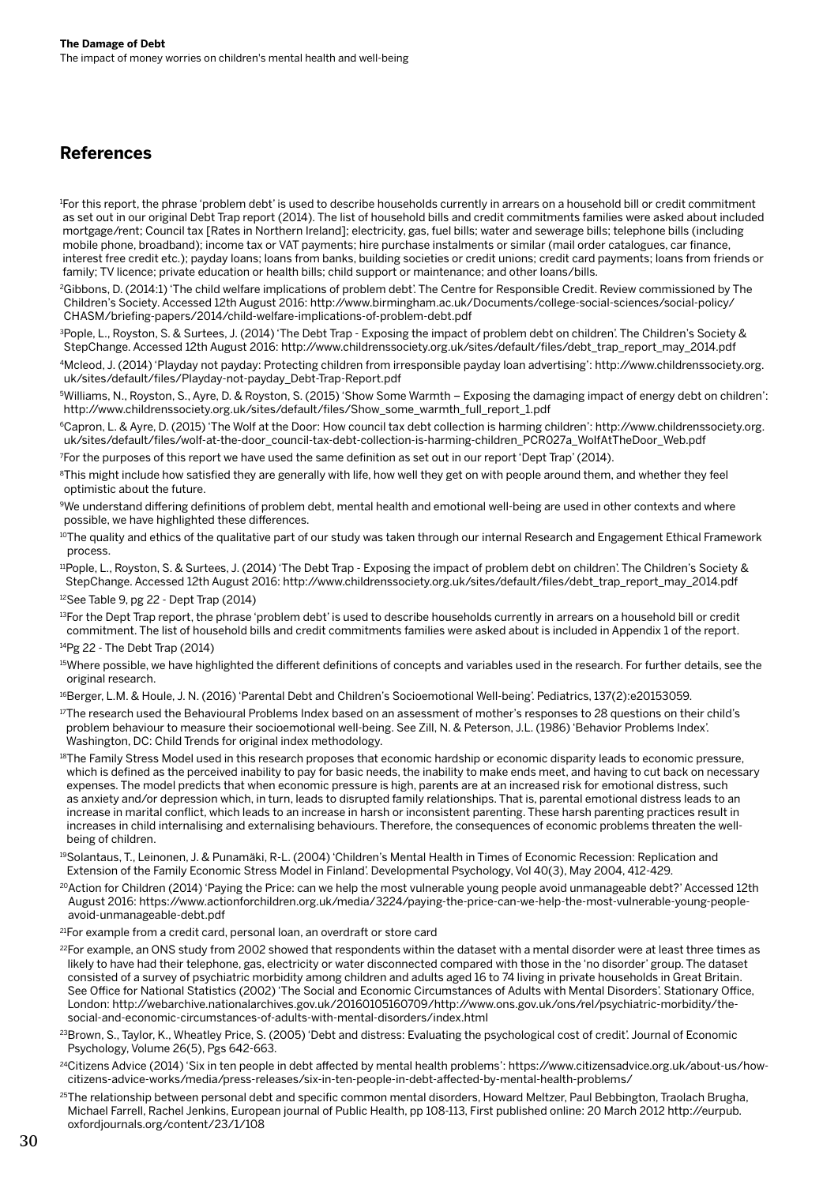## References

[1]For this report, the phrase 'problem debt' is used to describe households currently in arrears on a household bill or credit commitment as set out in our original Debt Trap report (2014). The list of household bills and credit commitments families were asked about included mortgage/rent; Council tax [Rates in Northern Ireland]; electricity, gas, fuel bills; water and sewerage bills; telephone bills (including mobile phone, broadband); income tax or VAT payments; hire purchase instalments or similar (mail order catalogues, car finance, interest free credit etc.); payday loans; loans from banks, building societies or credit unions; credit card payments; loans from friends or family; TV licence; private education or health bills; child support or maintenance; and other loans/bills.

[2]Gibbons, D. (2014:1) 'The child welfare implications of problem debt'. The Centre for Responsible Credit. Review commissioned by The Children's Society. Accessed 12th August 2016: http://www.birmingham.ac.uk/Documents/college-social-sciences/social-policy/CHASM/briefing-papers/2014/child-welfare-implications-of-problem-debt.pdf

[3]Pople, L., Royston, S. & Surtees, J. (2014) 'The Debt Trap - Exposing the impact of problem debt on children'. The Children's Society & StepChange. Accessed 12th August 2016: http://www.childrenssociety.org.uk/sites/default/files/debt_trap_report_may_2014.pdf

[4]Mcleod, J. (2014) 'Playday not payday: Protecting children from irresponsible payday loan advertising': http://www.childrenssociety.org.uk/sites/default/files/Playday-not-payday_Debt-Trap-Report.pdf

[5]Williams, N., Royston, S., Ayre, D. & Royston, S. (2015) 'Show Some Warmth – Exposing the damaging impact of energy debt on children': http://www.childrenssociety.org.uk/sites/default/files/Show_some_warmth_full_report_1.pdf

[6]Capron, L. & Ayre, D. (2015) 'The Wolf at the Door: How council tax debt collection is harming children': http://www.childrenssociety.org.uk/sites/default/files/wolf-at-the-door_council-tax-debt-collection-is-harming-children_PCR027a_WolfAtTheDoor_Web.pdf

[7]For the purposes of this report we have used the same definition as set out in our report 'Dept Trap' (2014).

[8]This might include how satisfied they are generally with life, how well they get on with people around them, and whether they feel optimistic about the future.

[9]We understand differing definitions of problem debt, mental health and emotional well-being are used in other contexts and where possible, we have highlighted these differences.

[10]The quality and ethics of the qualitative part of our study was taken through our internal Research and Engagement Ethical Framework process.

[11]Pople, L., Royston, S. & Surtees, J. (2014) 'The Debt Trap - Exposing the impact of problem debt on children'. The Children's Society & StepChange. Accessed 12th August 2016: http://www.childrenssociety.org.uk/sites/default/files/debt_trap_report_may_2014.pdf

[12]See Table 9, pg 22 - Dept Trap (2014)

[13]For the Dept Trap report, the phrase 'problem debt' is used to describe households currently in arrears on a household bill or credit commitment. The list of household bills and credit commitments families were asked about is included in Appendix 1 of the report.

[14]Pg 22 - The Debt Trap (2014)

[15]Where possible, we have highlighted the different definitions of concepts and variables used in the research. For further details, see the original research.

[16]Berger, L.M. & Houle, J. N. (2016) 'Parental Debt and Children's Socioemotional Well-being'. Pediatrics, 137(2):e20153059.

[17]The research used the Behavioural Problems Index based on an assessment of mother's responses to 28 questions on their child's problem behaviour to measure their socioemotional well-being. See Zill, N. & Peterson, J.L. (1986) 'Behavior Problems Index'. Washington, DC: Child Trends for original index methodology.

[18]The Family Stress Model used in this research proposes that economic hardship or economic disparity leads to economic pressure, which is defined as the perceived inability to pay for basic needs, the inability to make ends meet, and having to cut back on necessary expenses. The model predicts that when economic pressure is high, parents are at an increased risk for emotional distress, such as anxiety and/or depression which, in turn, leads to disrupted family relationships. That is, parental emotional distress leads to an increase in marital conflict, which leads to an increase in harsh or inconsistent parenting. These harsh parenting practices result in increases in child internalising and externalising behaviours. Therefore, the consequences of economic problems threaten the well-being of children.

[19]Solantaus, T., Leinonen, J. & Punamäki, R-L. (2004) 'Children's Mental Health in Times of Economic Recession: Replication and Extension of the Family Economic Stress Model in Finland'. Developmental Psychology, Vol 40(3), May 2004, 412-429.

[20]Action for Children (2014) 'Paying the Price: can we help the most vulnerable young people avoid unmanageable debt?' Accessed 12th August 2016: https://www.actionforchildren.org.uk/media/3224/paying-the-price-can-we-help-the-most-vulnerable-young-people-avoid-unmanageable-debt.pdf

[21]For example from a credit card, personal loan, an overdraft or store card

[22]For example, an ONS study from 2002 showed that respondents within the dataset with a mental disorder were at least three times as likely to have had their telephone, gas, electricity or water disconnected compared with those in the 'no disorder' group. The dataset consisted of a survey of psychiatric morbidity among children and adults aged 16 to 74 living in private households in Great Britain. See Office for National Statistics (2002) 'The Social and Economic Circumstances of Adults with Mental Disorders'. Stationary Office, London: http://webarchive.nationalarchives.gov.uk/20160105160709/http://www.ons.gov.uk/ons/rel/psychiatric-morbidity/the-social-and-economic-circumstances-of-adults-with-mental-disorders/index.html

[23]Brown, S., Taylor, K., Wheatley Price, S. (2005) 'Debt and distress: Evaluating the psychological cost of credit'. Journal of Economic Psychology, Volume 26(5), Pgs 642-663.

[24]Citizens Advice (2014) 'Six in ten people in debt affected by mental health problems': https://www.citizensadvice.org.uk/about-us/how-citizens-advice-works/media/press-releases/six-in-ten-people-in-debt-affected-by-mental-health-problems/

[25]The relationship between personal debt and specific common mental disorders, Howard Meltzer, Paul Bebbington, Traolach Brugha, Michael Farrell, Rachel Jenkins, European journal of Public Health, pp 108-113, First published online: 20 March 2012 http://eurpub.oxfordjournals.org/content/23/1/108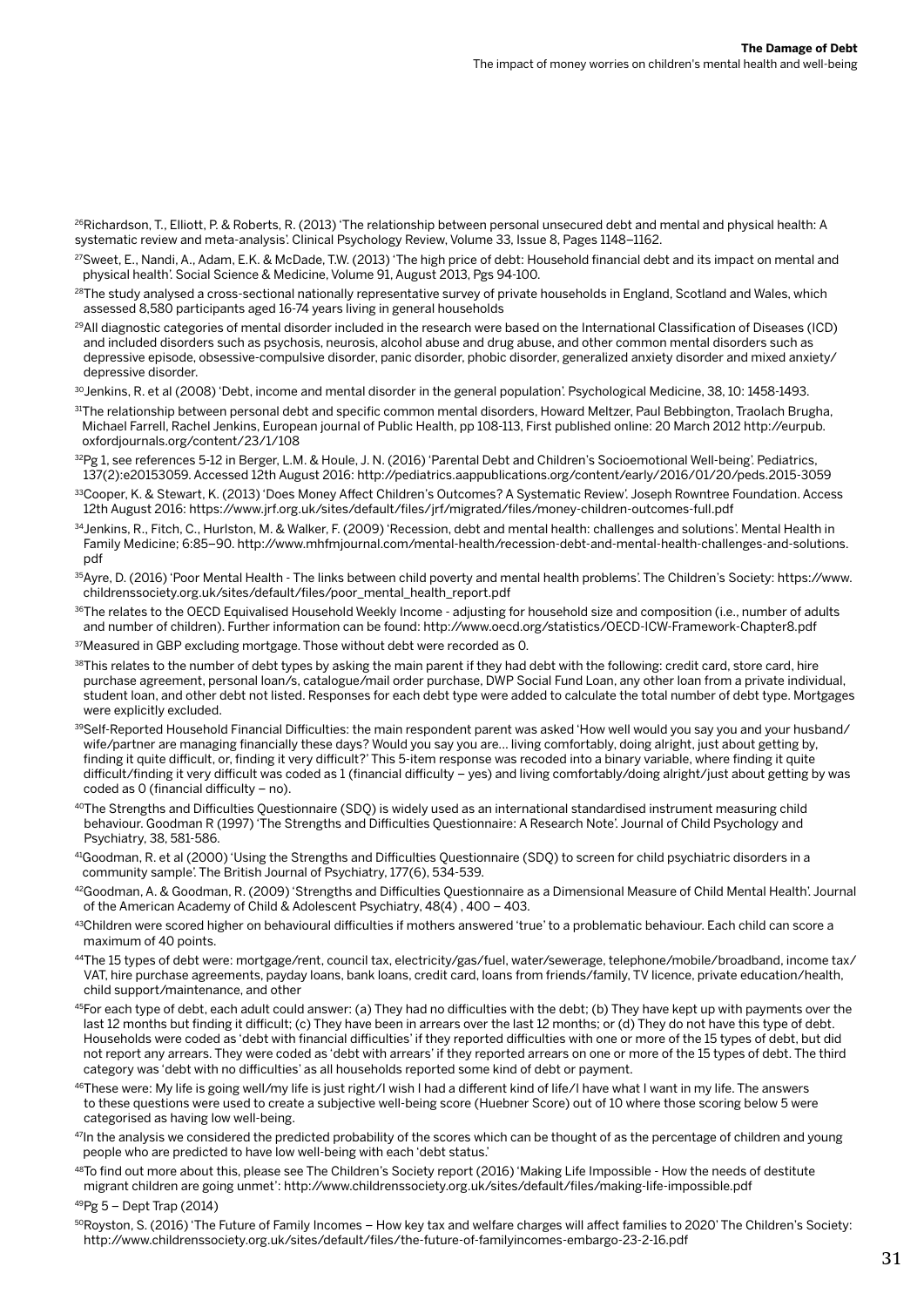[26]Richardson, T., Elliott, P. & Roberts, R. (2013) 'The relationship between personal unsecured debt and mental and physical health: A systematic review and meta-analysis'. Clinical Psychology Review, Volume 33, Issue 8, Pages 1148–1162.

[27]Sweet, E., Nandi, A., Adam, E.K. & McDade, T.W. (2013) 'The high price of debt: Household financial debt and its impact on mental and physical health'. Social Science & Medicine, Volume 91, August 2013, Pgs 94-100.

[28]The study analysed a cross-sectional nationally representative survey of private households in England, Scotland and Wales, which assessed 8,580 participants aged 16-74 years living in general households

[29]All diagnostic categories of mental disorder included in the research were based on the International Classification of Diseases (ICD) and included disorders such as psychosis, neurosis, alcohol abuse and drug abuse, and other common mental disorders such as depressive episode, obsessive-compulsive disorder, panic disorder, phobic disorder, generalized anxiety disorder and mixed anxiety/depressive disorder.

[30]Jenkins, R. et al (2008) 'Debt, income and mental disorder in the general population'. Psychological Medicine, 38, 10: 1458-1493.

[31]The relationship between personal debt and specific common mental disorders, Howard Meltzer, Paul Bebbington, Traolach Brugha, Michael Farrell, Rachel Jenkins, European journal of Public Health, pp 108-113, First published online: 20 March 2012 http://eurpub.oxfordjournals.org/content/23/1/108

[32]Pg 1, see references 5-12 in Berger, L.M. & Houle, J. N. (2016) 'Parental Debt and Children's Socioemotional Well-being'. Pediatrics, 137(2):e20153059. Accessed 12th August 2016: http://pediatrics.aappublications.org/content/early/2016/01/20/peds.2015-3059

[33]Cooper, K. & Stewart, K. (2013) 'Does Money Affect Children's Outcomes? A Systematic Review'. Joseph Rowntree Foundation. Access 12th August 2016: https://www.jrf.org.uk/sites/default/files/jrf/migrated/files/money-children-outcomes-full.pdf

[34]Jenkins, R., Fitch, C., Hurlston, M. & Walker, F. (2009) 'Recession, debt and mental health: challenges and solutions'. Mental Health in Family Medicine; 6:85–90. http://www.mhfmjournal.com/mental-health/recession-debt-and-mental-health-challenges-and-solutions.pdf

[35]Ayre, D. (2016) 'Poor Mental Health - The links between child poverty and mental health problems'. The Children's Society: https://www.childrenssociety.org.uk/sites/default/files/poor_mental_health_report.pdf

[36]The relates to the OECD Equivalised Household Weekly Income - adjusting for household size and composition (i.e., number of adults and number of children). Further information can be found: http://www.oecd.org/statistics/OECD-ICW-Framework-Chapter8.pdf

[37]Measured in GBP excluding mortgage. Those without debt were recorded as 0.

[38]This relates to the number of debt types by asking the main parent if they had debt with the following: credit card, store card, hire purchase agreement, personal loan/s, catalogue/mail order purchase, DWP Social Fund Loan, any other loan from a private individual, student loan, and other debt not listed. Responses for each debt type were added to calculate the total number of debt type. Mortgages were explicitly excluded.

[39]Self-Reported Household Financial Difficulties: the main respondent parent was asked 'How well would you say you and your husband/wife/partner are managing financially these days? Would you say you are… living comfortably, doing alright, just about getting by, finding it quite difficult, or, finding it very difficult?' This 5-item response was recoded into a binary variable, where finding it quite difficult/finding it very difficult was coded as 1 (financial difficulty – yes) and living comfortably/doing alright/just about getting by was coded as 0 (financial difficulty – no).

[40]The Strengths and Difficulties Questionnaire (SDQ) is widely used as an international standardised instrument measuring child behaviour. Goodman R (1997) 'The Strengths and Difficulties Questionnaire: A Research Note'. Journal of Child Psychology and Psychiatry, 38, 581-586.

[41]Goodman, R. et al (2000) 'Using the Strengths and Difficulties Questionnaire (SDQ) to screen for child psychiatric disorders in a community sample'. The British Journal of Psychiatry, 177(6), 534-539.

[42]Goodman, A. & Goodman, R. (2009) 'Strengths and Difficulties Questionnaire as a Dimensional Measure of Child Mental Health'. Journal of the American Academy of Child & Adolescent Psychiatry, 48(4) , 400 – 403.

[43]Children were scored higher on behavioural difficulties if mothers answered 'true' to a problematic behaviour. Each child can score a maximum of 40 points.

[44]The 15 types of debt were: mortgage/rent, council tax, electricity/gas/fuel, water/sewerage, telephone/mobile/broadband, income tax/VAT, hire purchase agreements, payday loans, bank loans, credit card, loans from friends/family, TV licence, private education/health, child support/maintenance, and other

[45]For each type of debt, each adult could answer: (a) They had no difficulties with the debt; (b) They have kept up with payments over the last 12 months but finding it difficult; (c) They have been in arrears over the last 12 months; or (d) They do not have this type of debt. Households were coded as 'debt with financial difficulties' if they reported difficulties with one or more of the 15 types of debt, but did not report any arrears. They were coded as 'debt with arrears' if they reported arrears on one or more of the 15 types of debt. The third category was 'debt with no difficulties' as all households reported some kind of debt or payment.

[46]These were: My life is going well/my life is just right/I wish I had a different kind of life/I have what I want in my life. The answers to these questions were used to create a subjective well-being score (Huebner Score) out of 10 where those scoring below 5 were categorised as having low well-being.

[47]In the analysis we considered the predicted probability of the scores which can be thought of as the percentage of children and young people who are predicted to have low well-being with each 'debt status.'

[48]To find out more about this, please see The Children's Society report (2016) 'Making Life Impossible - How the needs of destitute migrant children are going unmet': http://www.childrenssociety.org.uk/sites/default/files/making-life-impossible.pdf

[49]Pg 5 – Dept Trap (2014)

[50]Royston, S. (2016) 'The Future of Family Incomes – How key tax and welfare charges will affect families to 2020' The Children's Society: http://www.childrenssociety.org.uk/sites/default/files/the-future-of-familyincomes-embargo-23-2-16.pdf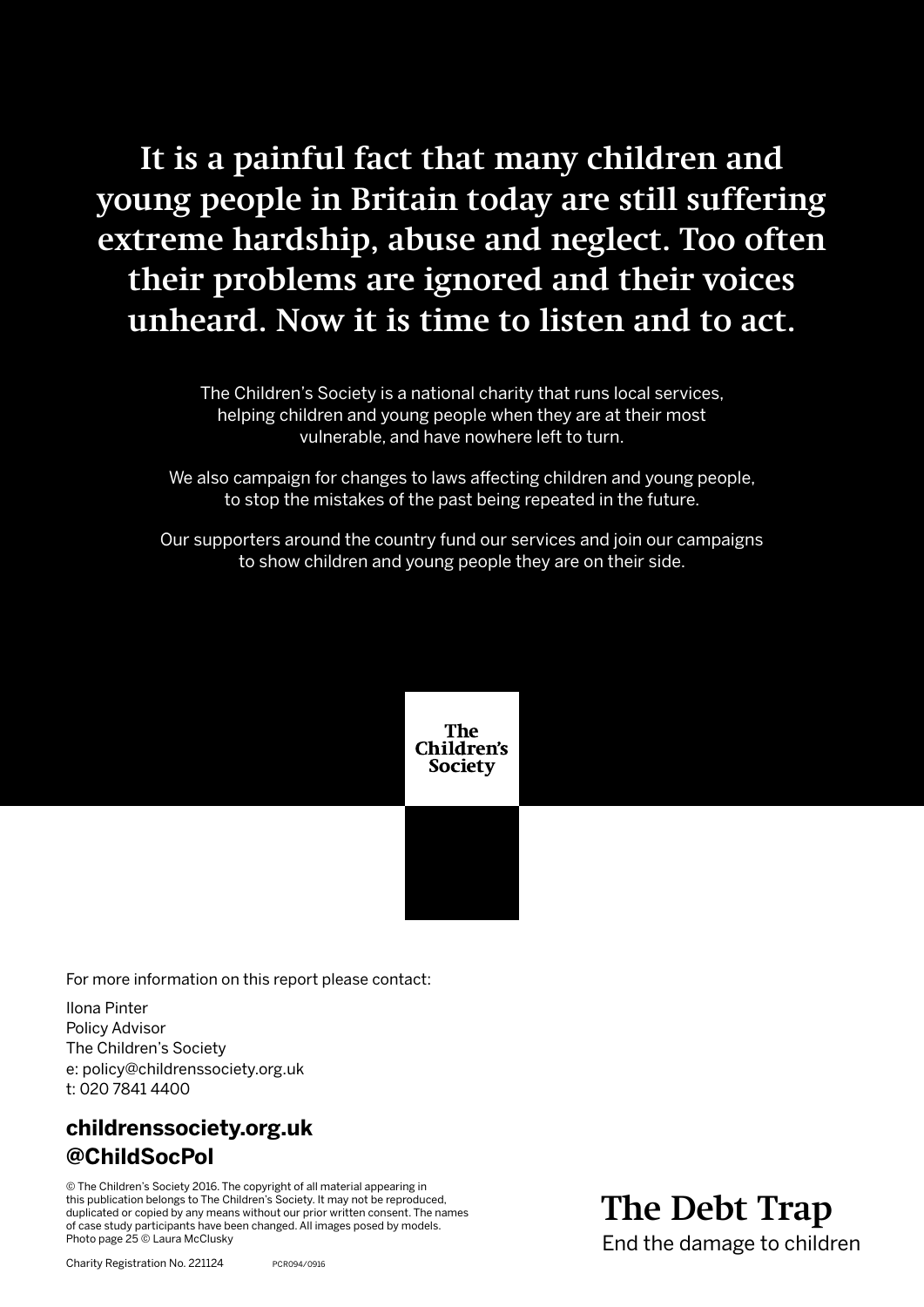**It is a painful fact that many children and young people in Britain today are still suffering extreme hardship, abuse and neglect. Too often their problems are ignored and their voices unheard. Now it is time to listen and to act.**

The Children's Society is a national charity that runs local services, helping children and young people when they are at their most vulnerable, and have nowhere left to turn.

We also campaign for changes to laws affecting children and young people, to stop the mistakes of the past being repeated in the future.

Our supporters around the country fund our services and join our campaigns to show children and young people they are on their side.

The Children's Society

For more information on this report please contact:

Ilona Pinter
Policy Advisor
The Children's Society
e: policy@childrenssociety.org.uk
t: 020 7841 4400

**childrenssociety.org.uk**
**@ChildSocPol**

© The Children's Society 2016. The copyright of all material appearing in this publication belongs to The Children's Society. It may not be reproduced, duplicated or copied by any means without our prior written consent. The names of case study participants have been changed. All images posed by models. Photo page 25 © Laura McClusky

Charity Registration No. 221124 PCR094/0916

# The Debt Trap

End the damage to children